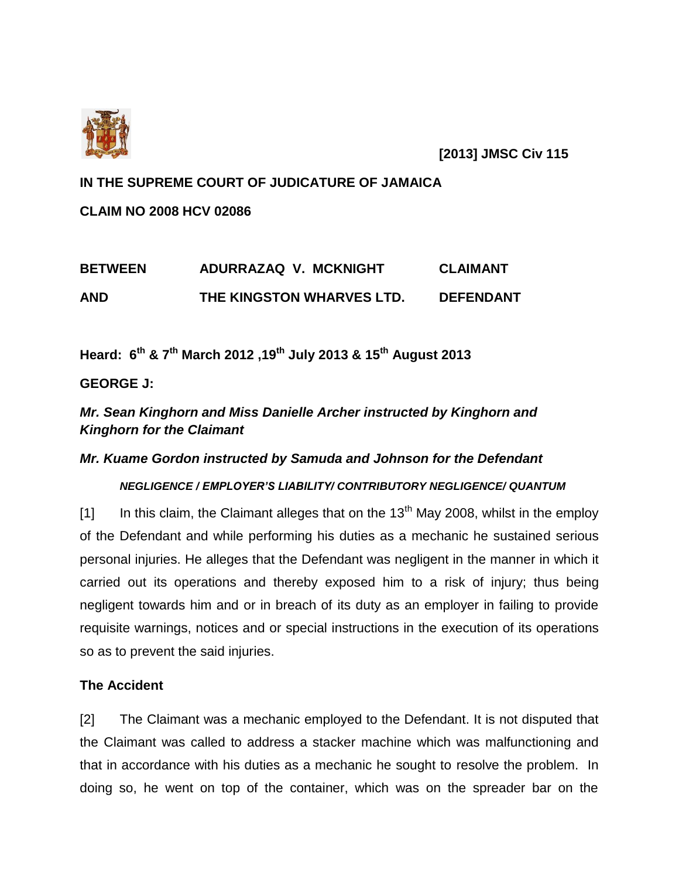**[2013] JMSC Civ 115**

**IN THE SUPREME COURT OF JUDICATURE OF JAMAICA**

**CLAIM NO 2008 HCV 02086**

| | | |
|---|---|---|
| **BETWEEN** | **ADURRAZAQ V. MCKNIGHT** | **CLAIMANT** |
| **AND** | **THE KINGSTON WHARVES LTD.** | **DEFENDANT** |

**Heard: 6th & 7th March 2012 ,19th July 2013 & 15th August 2013**

**GEORGE J:**

***Mr. Sean Kinghorn and Miss Danielle Archer instructed by Kinghorn and Kinghorn for the Claimant***

***Mr. Kuame Gordon instructed by Samuda and Johnson for the Defendant***

***NEGLIGENCE / EMPLOYER'S LIABILITY/ CONTRIBUTORY NEGLIGENCE/ QUANTUM***

[1] In this claim, the Claimant alleges that on the 13th May 2008, whilst in the employ of the Defendant and while performing his duties as a mechanic he sustained serious personal injuries. He alleges that the Defendant was negligent in the manner in which it carried out its operations and thereby exposed him to a risk of injury; thus being negligent towards him and or in breach of its duty as an employer in failing to provide requisite warnings, notices and or special instructions in the execution of its operations so as to prevent the said injuries.

**The Accident**

[2] The Claimant was a mechanic employed to the Defendant. It is not disputed that the Claimant was called to address a stacker machine which was malfunctioning and that in accordance with his duties as a mechanic he sought to resolve the problem. In doing so, he went on top of the container, which was on the spreader bar on the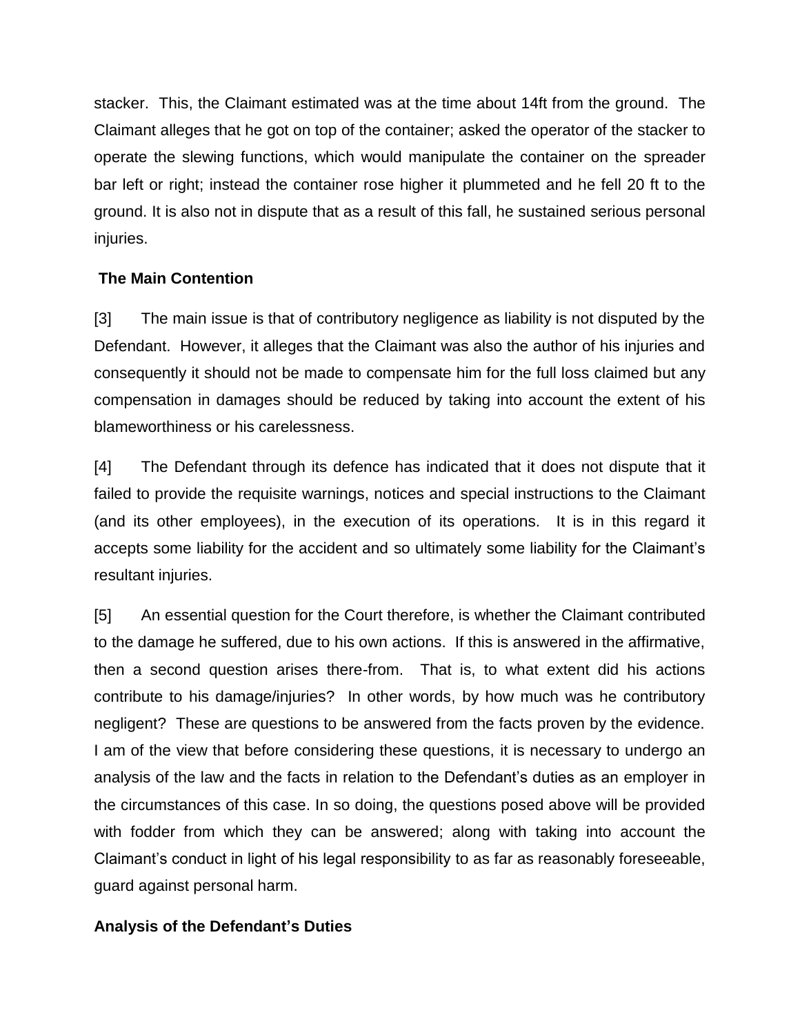stacker. This, the Claimant estimated was at the time about 14ft from the ground. The Claimant alleges that he got on top of the container; asked the operator of the stacker to operate the slewing functions, which would manipulate the container on the spreader bar left or right; instead the container rose higher it plummeted and he fell 20 ft to the ground. It is also not in dispute that as a result of this fall, he sustained serious personal injuries.

## The Main Contention

[3] The main issue is that of contributory negligence as liability is not disputed by the Defendant. However, it alleges that the Claimant was also the author of his injuries and consequently it should not be made to compensate him for the full loss claimed but any compensation in damages should be reduced by taking into account the extent of his blameworthiness or his carelessness.

[4] The Defendant through its defence has indicated that it does not dispute that it failed to provide the requisite warnings, notices and special instructions to the Claimant (and its other employees), in the execution of its operations. It is in this regard it accepts some liability for the accident and so ultimately some liability for the Claimant's resultant injuries.

[5] An essential question for the Court therefore, is whether the Claimant contributed to the damage he suffered, due to his own actions. If this is answered in the affirmative, then a second question arises there-from. That is, to what extent did his actions contribute to his damage/injuries? In other words, by how much was he contributory negligent? These are questions to be answered from the facts proven by the evidence. I am of the view that before considering these questions, it is necessary to undergo an analysis of the law and the facts in relation to the Defendant's duties as an employer in the circumstances of this case. In so doing, the questions posed above will be provided with fodder from which they can be answered; along with taking into account the Claimant's conduct in light of his legal responsibility to as far as reasonably foreseeable, guard against personal harm.

## Analysis of the Defendant's Duties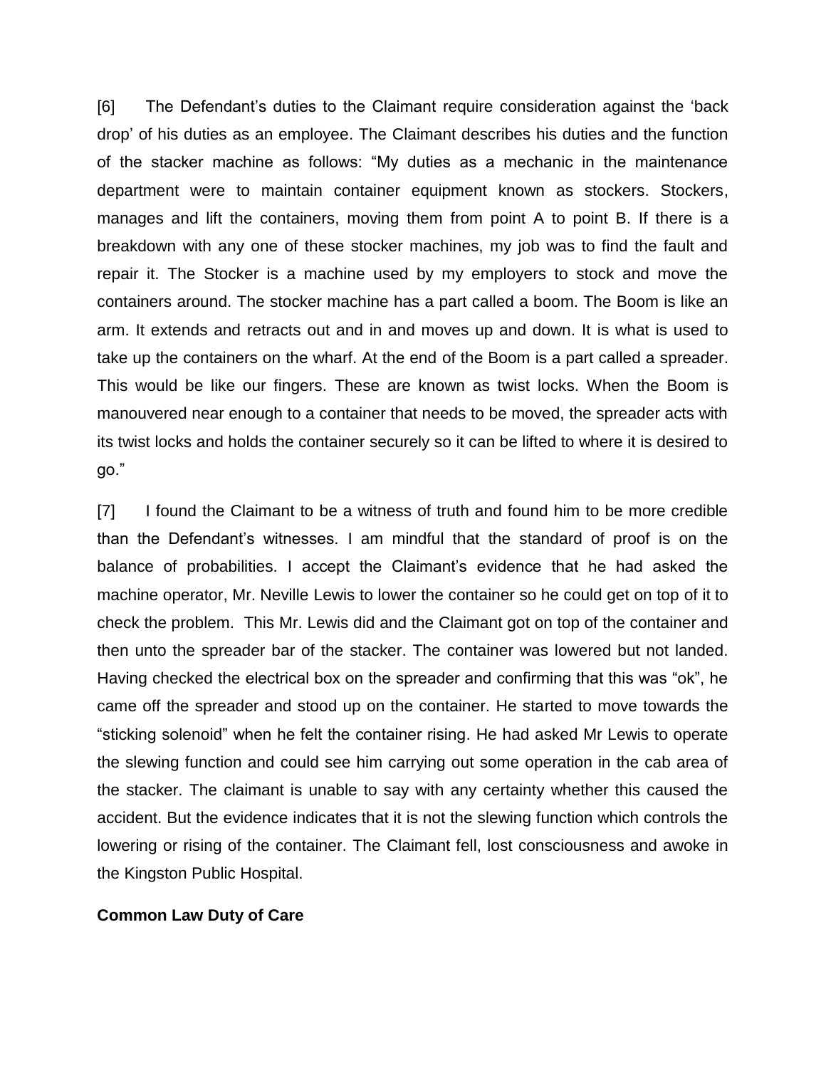[6] The Defendant's duties to the Claimant require consideration against the 'back drop' of his duties as an employee. The Claimant describes his duties and the function of the stacker machine as follows: "My duties as a mechanic in the maintenance department were to maintain container equipment known as stockers. Stockers, manages and lift the containers, moving them from point A to point B. If there is a breakdown with any one of these stocker machines, my job was to find the fault and repair it. The Stocker is a machine used by my employers to stock and move the containers around. The stocker machine has a part called a boom. The Boom is like an arm. It extends and retracts out and in and moves up and down. It is what is used to take up the containers on the wharf. At the end of the Boom is a part called a spreader. This would be like our fingers. These are known as twist locks. When the Boom is manouvered near enough to a container that needs to be moved, the spreader acts with its twist locks and holds the container securely so it can be lifted to where it is desired to go."

[7] I found the Claimant to be a witness of truth and found him to be more credible than the Defendant's witnesses. I am mindful that the standard of proof is on the balance of probabilities. I accept the Claimant's evidence that he had asked the machine operator, Mr. Neville Lewis to lower the container so he could get on top of it to check the problem. This Mr. Lewis did and the Claimant got on top of the container and then unto the spreader bar of the stacker. The container was lowered but not landed. Having checked the electrical box on the spreader and confirming that this was "ok", he came off the spreader and stood up on the container. He started to move towards the "sticking solenoid" when he felt the container rising. He had asked Mr Lewis to operate the slewing function and could see him carrying out some operation in the cab area of the stacker. The claimant is unable to say with any certainty whether this caused the accident. But the evidence indicates that it is not the slewing function which controls the lowering or rising of the container. The Claimant fell, lost consciousness and awoke in the Kingston Public Hospital.

**Common Law Duty of Care**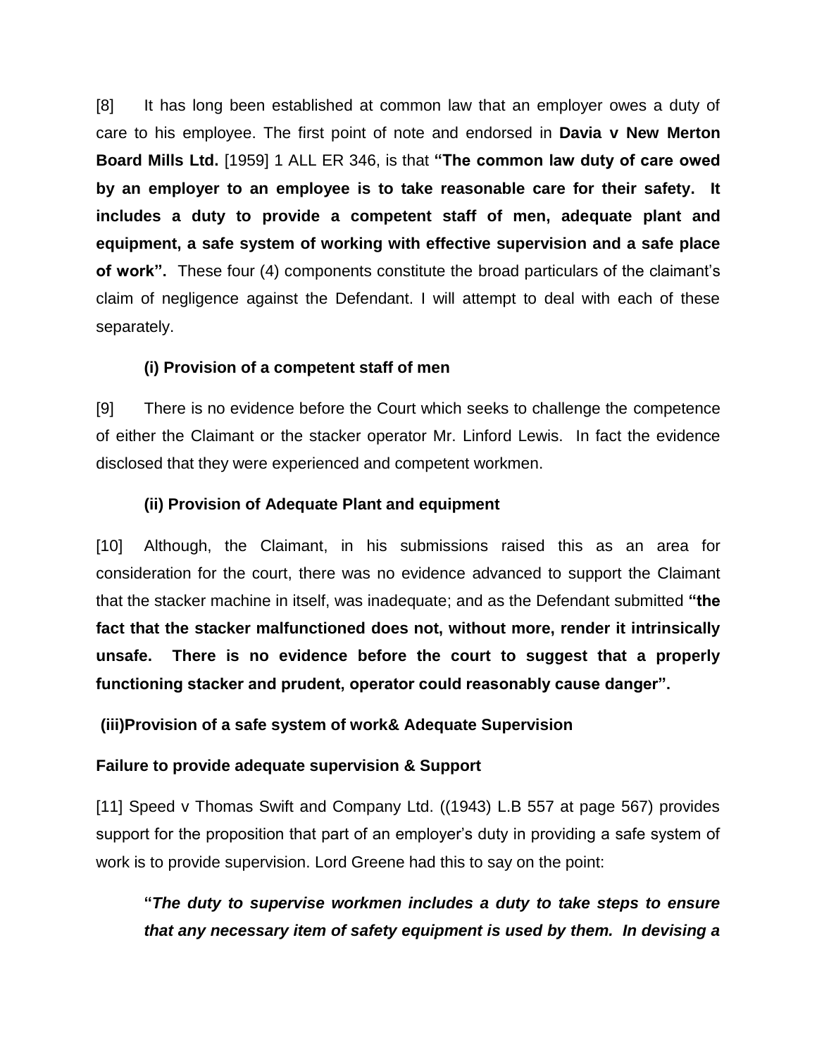[8] It has long been established at common law that an employer owes a duty of care to his employee. The first point of note and endorsed in **Davia v New Merton Board Mills Ltd.** [1959] 1 ALL ER 346, is that **"The common law duty of care owed by an employer to an employee is to take reasonable care for their safety. It includes a duty to provide a competent staff of men, adequate plant and equipment, a safe system of working with effective supervision and a safe place of work".** These four (4) components constitute the broad particulars of the claimant's claim of negligence against the Defendant. I will attempt to deal with each of these separately.

**(i) Provision of a competent staff of men**

[9] There is no evidence before the Court which seeks to challenge the competence of either the Claimant or the stacker operator Mr. Linford Lewis. In fact the evidence disclosed that they were experienced and competent workmen.

**(ii) Provision of Adequate Plant and equipment**

[10] Although, the Claimant, in his submissions raised this as an area for consideration for the court, there was no evidence advanced to support the Claimant that the stacker machine in itself, was inadequate; and as the Defendant submitted **"the fact that the stacker malfunctioned does not, without more, render it intrinsically unsafe. There is no evidence before the court to suggest that a properly functioning stacker and prudent, operator could reasonably cause danger".**

**(iii)Provision of a safe system of work& Adequate Supervision**

**Failure to provide adequate supervision & Support**

[11] Speed v Thomas Swift and Company Ltd. ((1943) L.B 557 at page 567) provides support for the proposition that part of an employer's duty in providing a safe system of work is to provide supervision. Lord Greene had this to say on the point:

> **"*The duty to supervise workmen includes a duty to take steps to ensure that any necessary item of safety equipment is used by them. In devising a***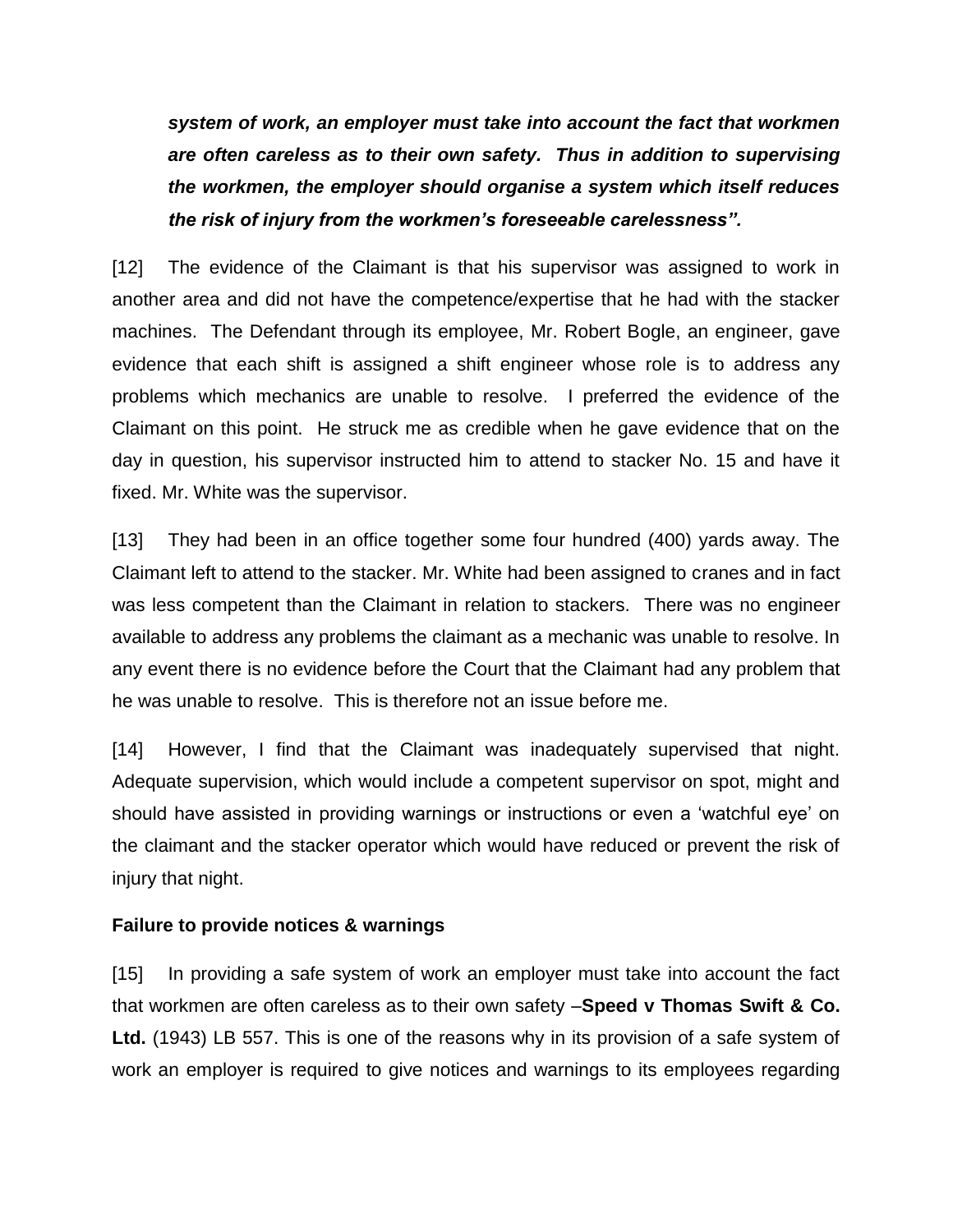***system of work, an employer must take into account the fact that workmen are often careless as to their own safety. Thus in addition to supervising the workmen, the employer should organise a system which itself reduces the risk of injury from the workmen's foreseeable carelessness".***

[12] The evidence of the Claimant is that his supervisor was assigned to work in another area and did not have the competence/expertise that he had with the stacker machines. The Defendant through its employee, Mr. Robert Bogle, an engineer, gave evidence that each shift is assigned a shift engineer whose role is to address any problems which mechanics are unable to resolve. I preferred the evidence of the Claimant on this point. He struck me as credible when he gave evidence that on the day in question, his supervisor instructed him to attend to stacker No. 15 and have it fixed. Mr. White was the supervisor.

[13] They had been in an office together some four hundred (400) yards away. The Claimant left to attend to the stacker. Mr. White had been assigned to cranes and in fact was less competent than the Claimant in relation to stackers. There was no engineer available to address any problems the claimant as a mechanic was unable to resolve. In any event there is no evidence before the Court that the Claimant had any problem that he was unable to resolve. This is therefore not an issue before me.

[14] However, I find that the Claimant was inadequately supervised that night. Adequate supervision, which would include a competent supervisor on spot, might and should have assisted in providing warnings or instructions or even a 'watchful eye' on the claimant and the stacker operator which would have reduced or prevent the risk of injury that night.

**Failure to provide notices & warnings**

[15] In providing a safe system of work an employer must take into account the fact that workmen are often careless as to their own safety –**Speed v Thomas Swift & Co. Ltd.** (1943) LB 557. This is one of the reasons why in its provision of a safe system of work an employer is required to give notices and warnings to its employees regarding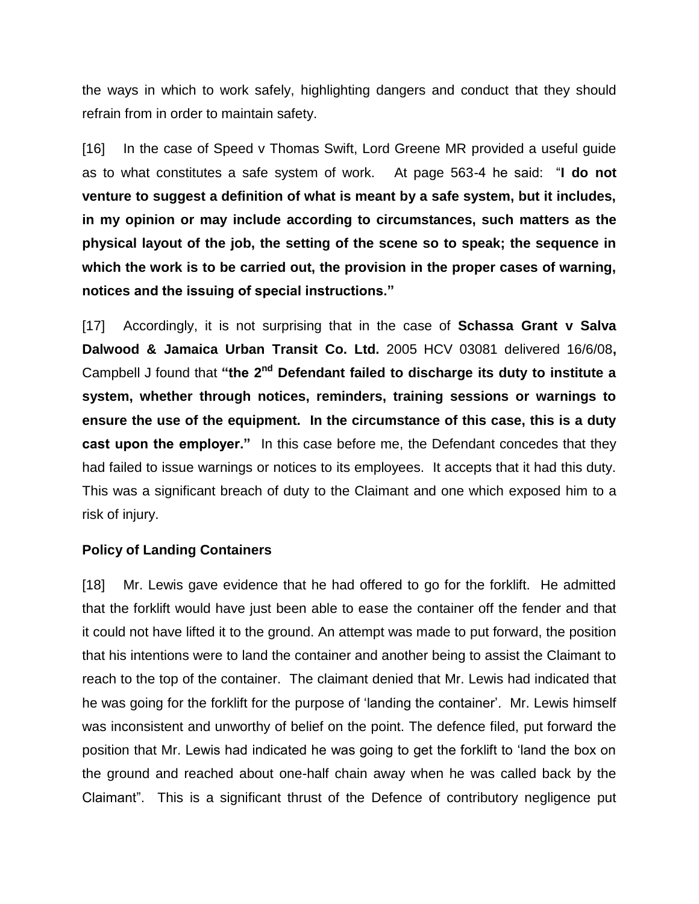the ways in which to work safely, highlighting dangers and conduct that they should refrain from in order to maintain safety.

[16] In the case of Speed v Thomas Swift, Lord Greene MR provided a useful guide as to what constitutes a safe system of work. At page 563-4 he said: "**I do not venture to suggest a definition of what is meant by a safe system, but it includes, in my opinion or may include according to circumstances, such matters as the physical layout of the job, the setting of the scene so to speak; the sequence in which the work is to be carried out, the provision in the proper cases of warning, notices and the issuing of special instructions.**"

[17] Accordingly, it is not surprising that in the case of **Schassa Grant v Salva Dalwood & Jamaica Urban Transit Co. Ltd.** 2005 HCV 03081 delivered 16/6/08**,** Campbell J found that **"the 2nd Defendant failed to discharge its duty to institute a system, whether through notices, reminders, training sessions or warnings to ensure the use of the equipment. In the circumstance of this case, this is a duty cast upon the employer."** In this case before me, the Defendant concedes that they had failed to issue warnings or notices to its employees. It accepts that it had this duty. This was a significant breach of duty to the Claimant and one which exposed him to a risk of injury.

**Policy of Landing Containers**

[18] Mr. Lewis gave evidence that he had offered to go for the forklift. He admitted that the forklift would have just been able to ease the container off the fender and that it could not have lifted it to the ground. An attempt was made to put forward, the position that his intentions were to land the container and another being to assist the Claimant to reach to the top of the container. The claimant denied that Mr. Lewis had indicated that he was going for the forklift for the purpose of 'landing the container'. Mr. Lewis himself was inconsistent and unworthy of belief on the point. The defence filed, put forward the position that Mr. Lewis had indicated he was going to get the forklift to 'land the box on the ground and reached about one-half chain away when he was called back by the Claimant". This is a significant thrust of the Defence of contributory negligence put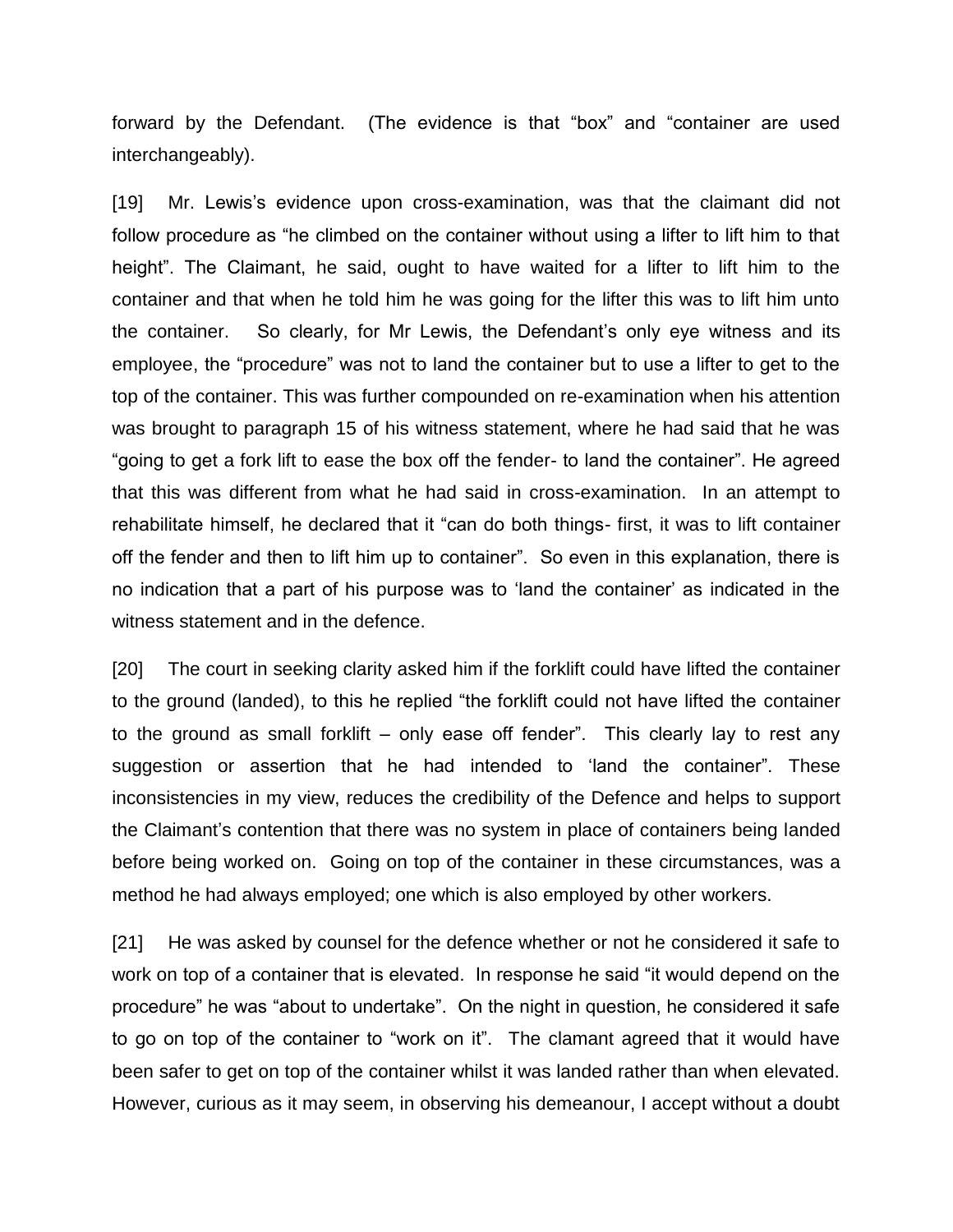forward by the Defendant. (The evidence is that "box" and "container are used interchangeably).

[19] Mr. Lewis's evidence upon cross-examination, was that the claimant did not follow procedure as "he climbed on the container without using a lifter to lift him to that height". The Claimant, he said, ought to have waited for a lifter to lift him to the container and that when he told him he was going for the lifter this was to lift him unto the container. So clearly, for Mr Lewis, the Defendant's only eye witness and its employee, the "procedure" was not to land the container but to use a lifter to get to the top of the container. This was further compounded on re-examination when his attention was brought to paragraph 15 of his witness statement, where he had said that he was "going to get a fork lift to ease the box off the fender- to land the container". He agreed that this was different from what he had said in cross-examination. In an attempt to rehabilitate himself, he declared that it "can do both things- first, it was to lift container off the fender and then to lift him up to container". So even in this explanation, there is no indication that a part of his purpose was to 'land the container' as indicated in the witness statement and in the defence.

[20] The court in seeking clarity asked him if the forklift could have lifted the container to the ground (landed), to this he replied "the forklift could not have lifted the container to the ground as small forklift – only ease off fender". This clearly lay to rest any suggestion or assertion that he had intended to 'land the container". These inconsistencies in my view, reduces the credibility of the Defence and helps to support the Claimant's contention that there was no system in place of containers being landed before being worked on. Going on top of the container in these circumstances, was a method he had always employed; one which is also employed by other workers.

[21] He was asked by counsel for the defence whether or not he considered it safe to work on top of a container that is elevated. In response he said "it would depend on the procedure" he was "about to undertake". On the night in question, he considered it safe to go on top of the container to "work on it". The clamant agreed that it would have been safer to get on top of the container whilst it was landed rather than when elevated. However, curious as it may seem, in observing his demeanour, I accept without a doubt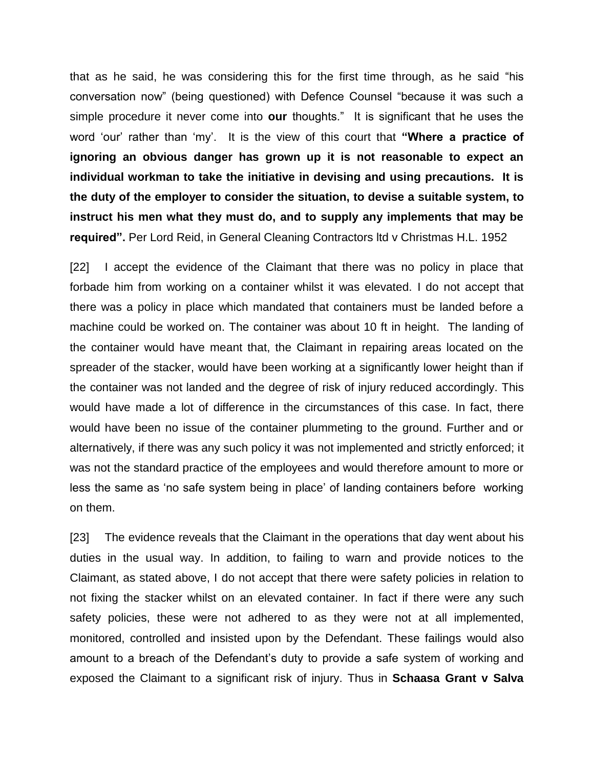that as he said, he was considering this for the first time through, as he said "his conversation now" (being questioned) with Defence Counsel "because it was such a simple procedure it never come into **our** thoughts." It is significant that he uses the word 'our' rather than 'my'. It is the view of this court that **"Where a practice of ignoring an obvious danger has grown up it is not reasonable to expect an individual workman to take the initiative in devising and using precautions. It is the duty of the employer to consider the situation, to devise a suitable system, to instruct his men what they must do, and to supply any implements that may be required".** Per Lord Reid, in General Cleaning Contractors ltd v Christmas H.L. 1952

[22] I accept the evidence of the Claimant that there was no policy in place that forbade him from working on a container whilst it was elevated. I do not accept that there was a policy in place which mandated that containers must be landed before a machine could be worked on. The container was about 10 ft in height. The landing of the container would have meant that, the Claimant in repairing areas located on the spreader of the stacker, would have been working at a significantly lower height than if the container was not landed and the degree of risk of injury reduced accordingly. This would have made a lot of difference in the circumstances of this case. In fact, there would have been no issue of the container plummeting to the ground. Further and or alternatively, if there was any such policy it was not implemented and strictly enforced; it was not the standard practice of the employees and would therefore amount to more or less the same as 'no safe system being in place' of landing containers before working on them.

[23] The evidence reveals that the Claimant in the operations that day went about his duties in the usual way. In addition, to failing to warn and provide notices to the Claimant, as stated above, I do not accept that there were safety policies in relation to not fixing the stacker whilst on an elevated container. In fact if there were any such safety policies, these were not adhered to as they were not at all implemented, monitored, controlled and insisted upon by the Defendant. These failings would also amount to a breach of the Defendant's duty to provide a safe system of working and exposed the Claimant to a significant risk of injury. Thus in **Schaasa Grant v Salva**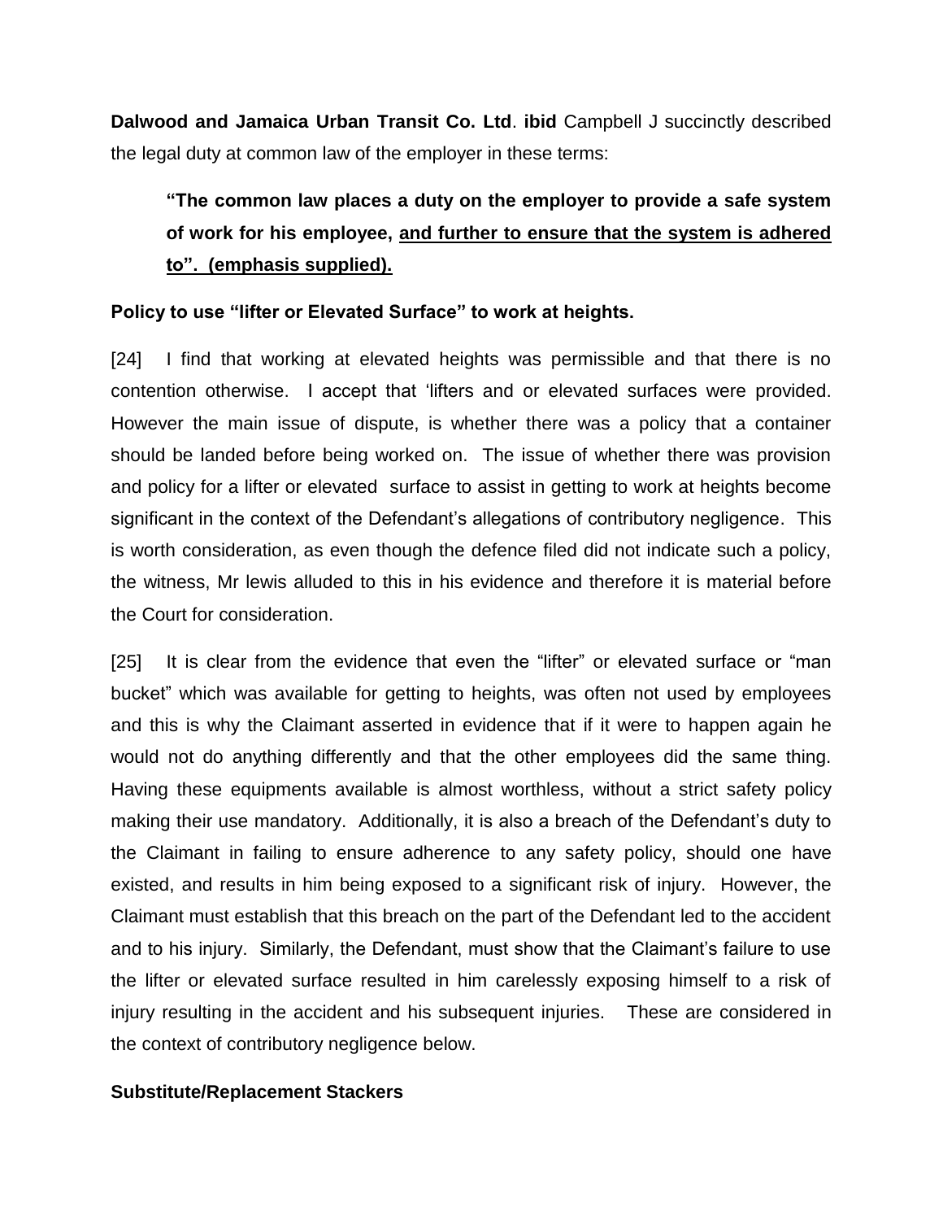**Dalwood and Jamaica Urban Transit Co. Ltd**. **ibid** Campbell J succinctly described the legal duty at common law of the employer in these terms:

> **"The common law places a duty on the employer to provide a safe system of work for his employee, <u>and further to ensure that the system is adhered to". (emphasis supplied).</u>**

**Policy to use "lifter or Elevated Surface" to work at heights.**

[24] I find that working at elevated heights was permissible and that there is no contention otherwise. I accept that 'lifters and or elevated surfaces were provided. However the main issue of dispute, is whether there was a policy that a container should be landed before being worked on. The issue of whether there was provision and policy for a lifter or elevated surface to assist in getting to work at heights become significant in the context of the Defendant's allegations of contributory negligence. This is worth consideration, as even though the defence filed did not indicate such a policy, the witness, Mr lewis alluded to this in his evidence and therefore it is material before the Court for consideration.

[25] It is clear from the evidence that even the "lifter" or elevated surface or "man bucket" which was available for getting to heights, was often not used by employees and this is why the Claimant asserted in evidence that if it were to happen again he would not do anything differently and that the other employees did the same thing. Having these equipments available is almost worthless, without a strict safety policy making their use mandatory. Additionally, it is also a breach of the Defendant's duty to the Claimant in failing to ensure adherence to any safety policy, should one have existed, and results in him being exposed to a significant risk of injury. However, the Claimant must establish that this breach on the part of the Defendant led to the accident and to his injury. Similarly, the Defendant, must show that the Claimant's failure to use the lifter or elevated surface resulted in him carelessly exposing himself to a risk of injury resulting in the accident and his subsequent injuries. These are considered in the context of contributory negligence below.

**Substitute/Replacement Stackers**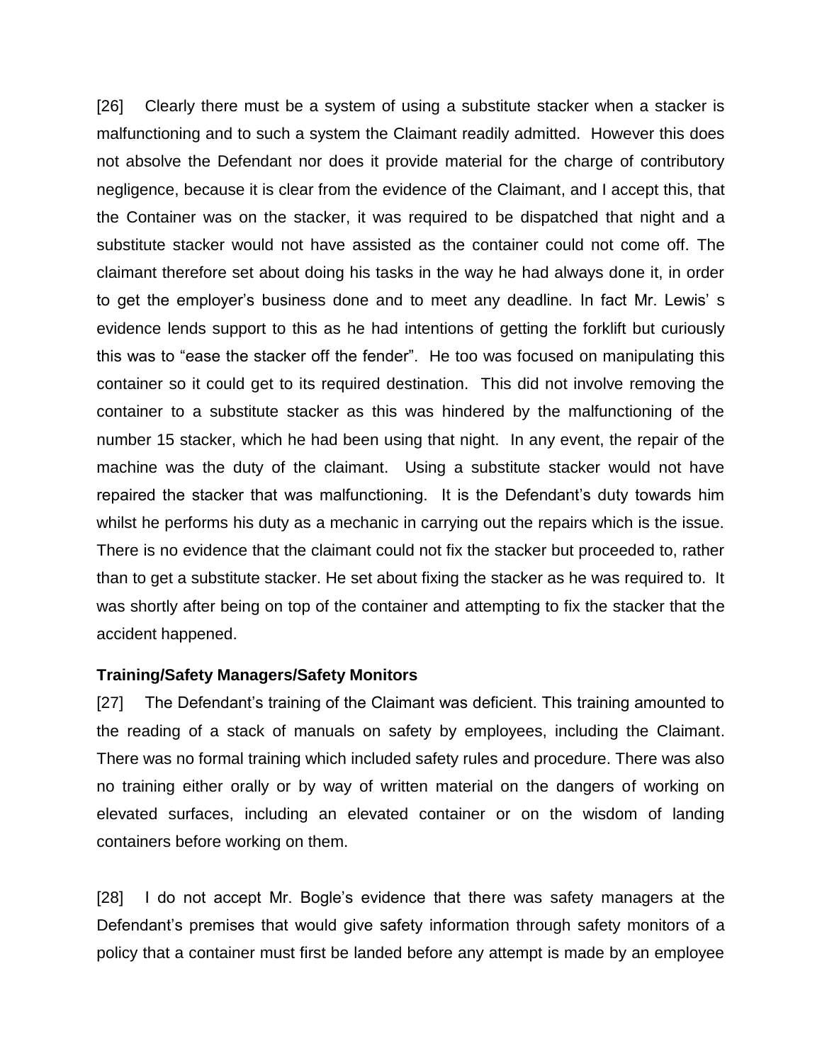[26] Clearly there must be a system of using a substitute stacker when a stacker is malfunctioning and to such a system the Claimant readily admitted. However this does not absolve the Defendant nor does it provide material for the charge of contributory negligence, because it is clear from the evidence of the Claimant, and I accept this, that the Container was on the stacker, it was required to be dispatched that night and a substitute stacker would not have assisted as the container could not come off. The claimant therefore set about doing his tasks in the way he had always done it, in order to get the employer's business done and to meet any deadline. In fact Mr. Lewis' s evidence lends support to this as he had intentions of getting the forklift but curiously this was to "ease the stacker off the fender". He too was focused on manipulating this container so it could get to its required destination. This did not involve removing the container to a substitute stacker as this was hindered by the malfunctioning of the number 15 stacker, which he had been using that night. In any event, the repair of the machine was the duty of the claimant. Using a substitute stacker would not have repaired the stacker that was malfunctioning. It is the Defendant's duty towards him whilst he performs his duty as a mechanic in carrying out the repairs which is the issue. There is no evidence that the claimant could not fix the stacker but proceeded to, rather than to get a substitute stacker. He set about fixing the stacker as he was required to. It was shortly after being on top of the container and attempting to fix the stacker that the accident happened.

**Training/Safety Managers/Safety Monitors**

[27] The Defendant's training of the Claimant was deficient. This training amounted to the reading of a stack of manuals on safety by employees, including the Claimant. There was no formal training which included safety rules and procedure. There was also no training either orally or by way of written material on the dangers of working on elevated surfaces, including an elevated container or on the wisdom of landing containers before working on them.

[28] I do not accept Mr. Bogle's evidence that there was safety managers at the Defendant's premises that would give safety information through safety monitors of a policy that a container must first be landed before any attempt is made by an employee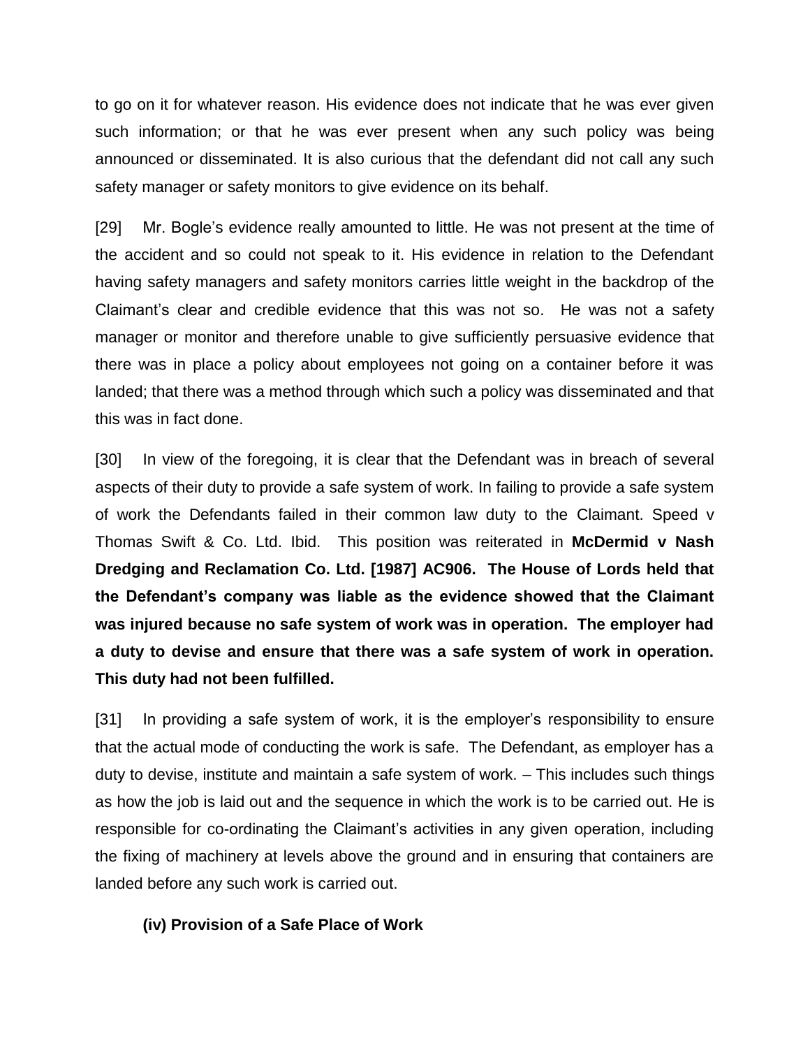to go on it for whatever reason. His evidence does not indicate that he was ever given such information; or that he was ever present when any such policy was being announced or disseminated. It is also curious that the defendant did not call any such safety manager or safety monitors to give evidence on its behalf.

[29] Mr. Bogle's evidence really amounted to little. He was not present at the time of the accident and so could not speak to it. His evidence in relation to the Defendant having safety managers and safety monitors carries little weight in the backdrop of the Claimant's clear and credible evidence that this was not so. He was not a safety manager or monitor and therefore unable to give sufficiently persuasive evidence that there was in place a policy about employees not going on a container before it was landed; that there was a method through which such a policy was disseminated and that this was in fact done.

[30] In view of the foregoing, it is clear that the Defendant was in breach of several aspects of their duty to provide a safe system of work. In failing to provide a safe system of work the Defendants failed in their common law duty to the Claimant. Speed v Thomas Swift & Co. Ltd. Ibid. This position was reiterated in **McDermid v Nash Dredging and Reclamation Co. Ltd. [1987] AC906. The House of Lords held that the Defendant's company was liable as the evidence showed that the Claimant was injured because no safe system of work was in operation. The employer had a duty to devise and ensure that there was a safe system of work in operation. This duty had not been fulfilled.**

[31] In providing a safe system of work, it is the employer's responsibility to ensure that the actual mode of conducting the work is safe. The Defendant, as employer has a duty to devise, institute and maintain a safe system of work. – This includes such things as how the job is laid out and the sequence in which the work is to be carried out. He is responsible for co-ordinating the Claimant's activities in any given operation, including the fixing of machinery at levels above the ground and in ensuring that containers are landed before any such work is carried out.

**(iv) Provision of a Safe Place of Work**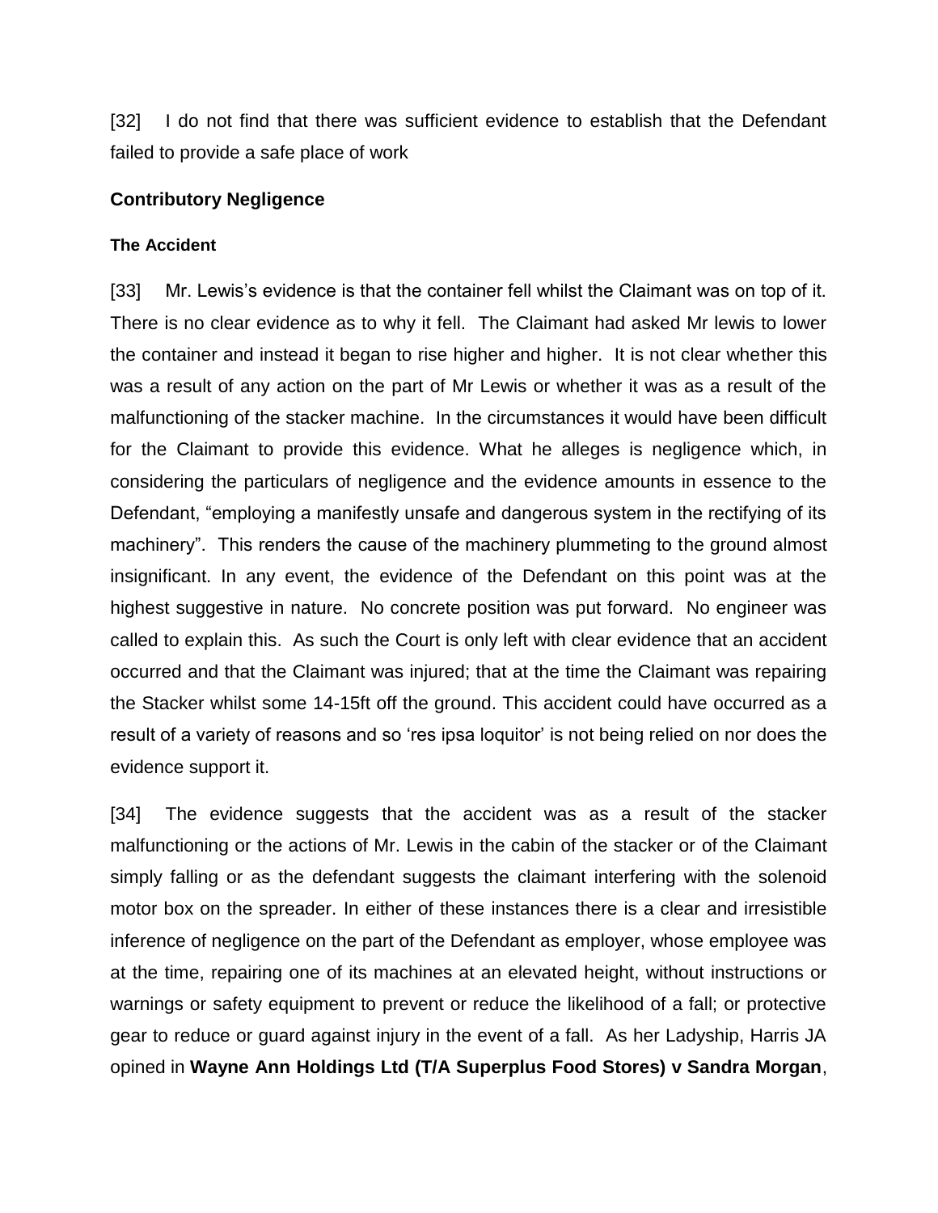[32] I do not find that there was sufficient evidence to establish that the Defendant failed to provide a safe place of work

## Contributory Negligence

### The Accident

[33] Mr. Lewis's evidence is that the container fell whilst the Claimant was on top of it. There is no clear evidence as to why it fell. The Claimant had asked Mr lewis to lower the container and instead it began to rise higher and higher. It is not clear whether this was a result of any action on the part of Mr Lewis or whether it was as a result of the malfunctioning of the stacker machine. In the circumstances it would have been difficult for the Claimant to provide this evidence. What he alleges is negligence which, in considering the particulars of negligence and the evidence amounts in essence to the Defendant, "employing a manifestly unsafe and dangerous system in the rectifying of its machinery". This renders the cause of the machinery plummeting to the ground almost insignificant. In any event, the evidence of the Defendant on this point was at the highest suggestive in nature. No concrete position was put forward. No engineer was called to explain this. As such the Court is only left with clear evidence that an accident occurred and that the Claimant was injured; that at the time the Claimant was repairing the Stacker whilst some 14-15ft off the ground. This accident could have occurred as a result of a variety of reasons and so 'res ipsa loquitor' is not being relied on nor does the evidence support it.

[34] The evidence suggests that the accident was as a result of the stacker malfunctioning or the actions of Mr. Lewis in the cabin of the stacker or of the Claimant simply falling or as the defendant suggests the claimant interfering with the solenoid motor box on the spreader. In either of these instances there is a clear and irresistible inference of negligence on the part of the Defendant as employer, whose employee was at the time, repairing one of its machines at an elevated height, without instructions or warnings or safety equipment to prevent or reduce the likelihood of a fall; or protective gear to reduce or guard against injury in the event of a fall. As her Ladyship, Harris JA opined in **Wayne Ann Holdings Ltd (T/A Superplus Food Stores) v Sandra Morgan**,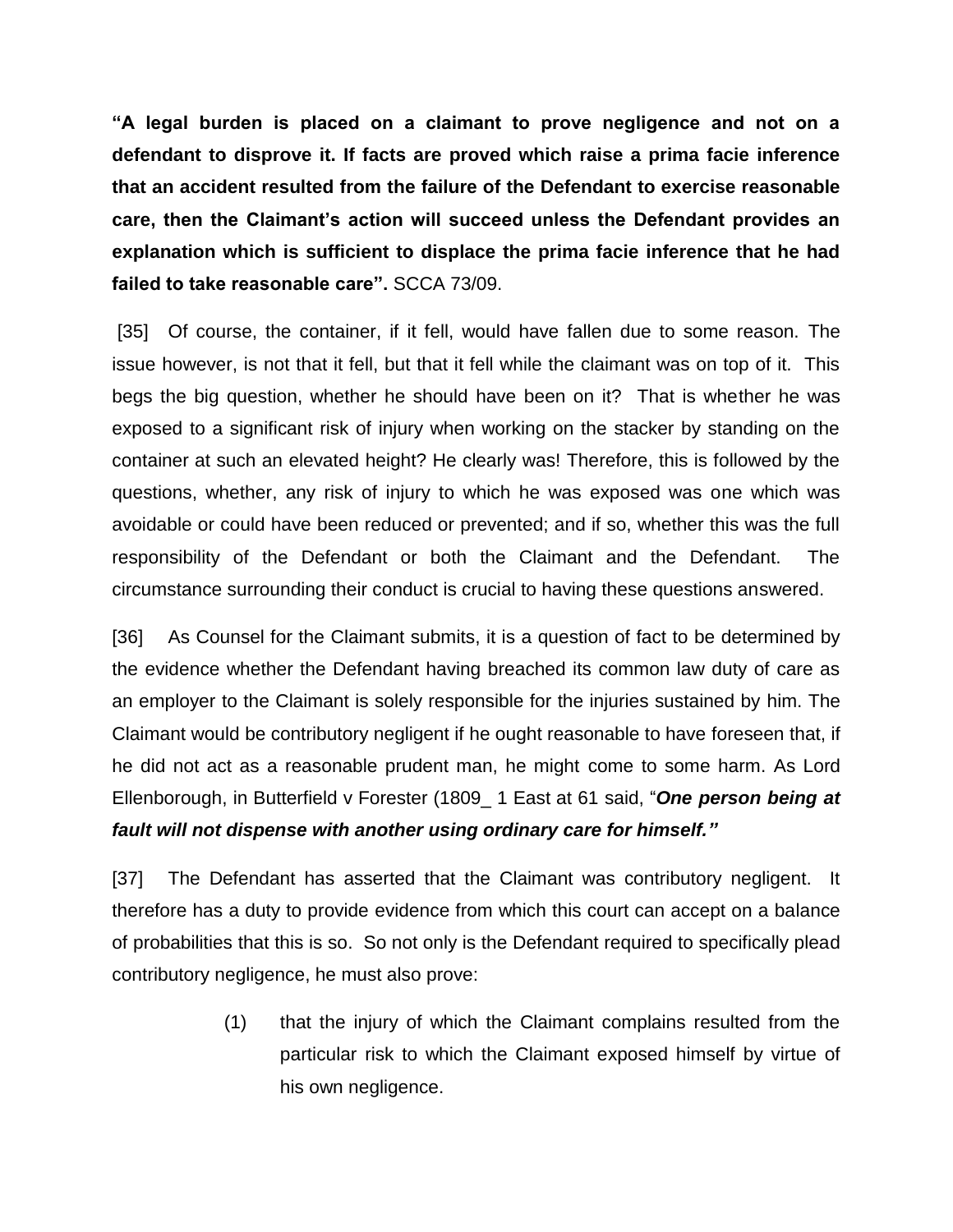**“A legal burden is placed on a claimant to prove negligence and not on a defendant to disprove it. If facts are proved which raise a prima facie inference that an accident resulted from the failure of the Defendant to exercise reasonable care, then the Claimant’s action will succeed unless the Defendant provides an explanation which is sufficient to displace the prima facie inference that he had failed to take reasonable care”.** SCCA 73/09.

[35] Of course, the container, if it fell, would have fallen due to some reason. The issue however, is not that it fell, but that it fell while the claimant was on top of it. This begs the big question, whether he should have been on it? That is whether he was exposed to a significant risk of injury when working on the stacker by standing on the container at such an elevated height? He clearly was! Therefore, this is followed by the questions, whether, any risk of injury to which he was exposed was one which was avoidable or could have been reduced or prevented; and if so, whether this was the full responsibility of the Defendant or both the Claimant and the Defendant. The circumstance surrounding their conduct is crucial to having these questions answered.

[36] As Counsel for the Claimant submits, it is a question of fact to be determined by the evidence whether the Defendant having breached its common law duty of care as an employer to the Claimant is solely responsible for the injuries sustained by him. The Claimant would be contributory negligent if he ought reasonable to have foreseen that, if he did not act as a reasonable prudent man, he might come to some harm. As Lord Ellenborough, in Butterfield v Forester (1809_ 1 East at 61 said, “***One person being at fault will not dispense with another using ordinary care for himself.”***

[37] The Defendant has asserted that the Claimant was contributory negligent. It therefore has a duty to provide evidence from which this court can accept on a balance of probabilities that this is so. So not only is the Defendant required to specifically plead contributory negligence, he must also prove:

(1) that the injury of which the Claimant complains resulted from the particular risk to which the Claimant exposed himself by virtue of his own negligence.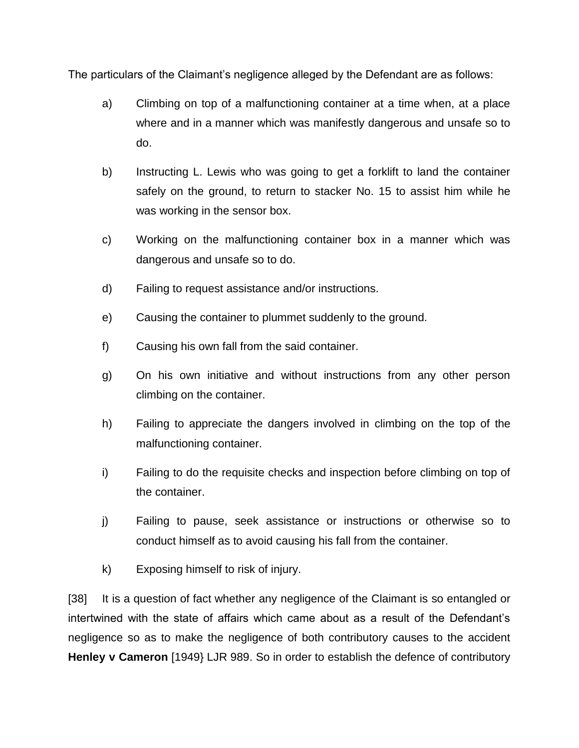The particulars of the Claimant's negligence alleged by the Defendant are as follows:

a) Climbing on top of a malfunctioning container at a time when, at a place where and in a manner which was manifestly dangerous and unsafe so to do.

b) Instructing L. Lewis who was going to get a forklift to land the container safely on the ground, to return to stacker No. 15 to assist him while he was working in the sensor box.

c) Working on the malfunctioning container box in a manner which was dangerous and unsafe so to do.

d) Failing to request assistance and/or instructions.

e) Causing the container to plummet suddenly to the ground.

f) Causing his own fall from the said container.

g) On his own initiative and without instructions from any other person climbing on the container.

h) Failing to appreciate the dangers involved in climbing on the top of the malfunctioning container.

i) Failing to do the requisite checks and inspection before climbing on top of the container.

j) Failing to pause, seek assistance or instructions or otherwise so to conduct himself as to avoid causing his fall from the container.

k) Exposing himself to risk of injury.

[38] It is a question of fact whether any negligence of the Claimant is so entangled or intertwined with the state of affairs which came about as a result of the Defendant's negligence so as to make the negligence of both contributory causes to the accident **Henley v Cameron** [1949} LJR 989. So in order to establish the defence of contributory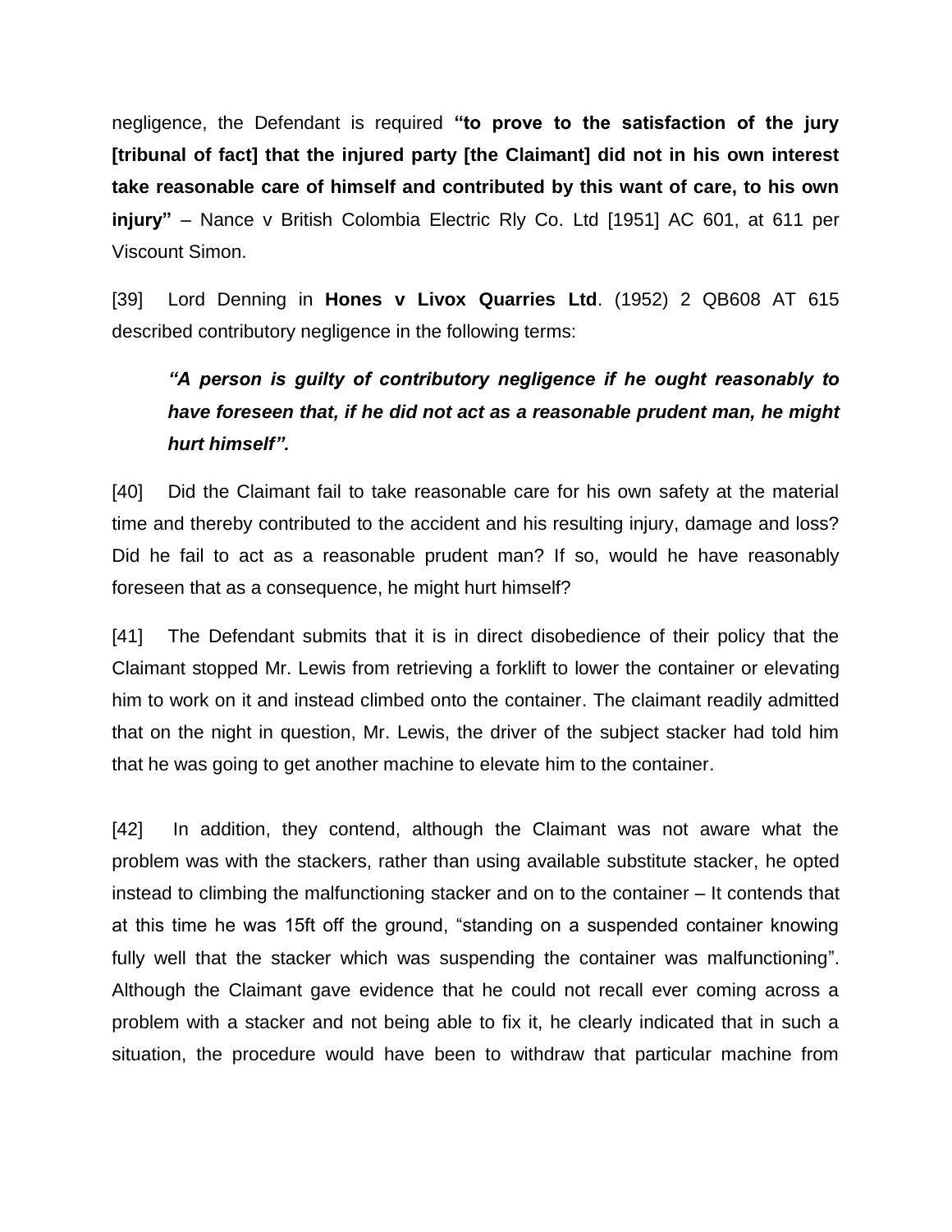negligence, the Defendant is required **"to prove to the satisfaction of the jury [tribunal of fact] that the injured party [the Claimant] did not in his own interest take reasonable care of himself and contributed by this want of care, to his own injury"** – Nance v British Colombia Electric Rly Co. Ltd [1951] AC 601, at 611 per Viscount Simon.

[39] Lord Denning in **Hones v Livox Quarries Ltd**. (1952) 2 QB608 AT 615 described contributory negligence in the following terms:

> ***"A person is guilty of contributory negligence if he ought reasonably to have foreseen that, if he did not act as a reasonable prudent man, he might hurt himself".***

[40] Did the Claimant fail to take reasonable care for his own safety at the material time and thereby contributed to the accident and his resulting injury, damage and loss? Did he fail to act as a reasonable prudent man? If so, would he have reasonably foreseen that as a consequence, he might hurt himself?

[41] The Defendant submits that it is in direct disobedience of their policy that the Claimant stopped Mr. Lewis from retrieving a forklift to lower the container or elevating him to work on it and instead climbed onto the container. The claimant readily admitted that on the night in question, Mr. Lewis, the driver of the subject stacker had told him that he was going to get another machine to elevate him to the container.

[42] In addition, they contend, although the Claimant was not aware what the problem was with the stackers, rather than using available substitute stacker, he opted instead to climbing the malfunctioning stacker and on to the container – It contends that at this time he was 15ft off the ground, "standing on a suspended container knowing fully well that the stacker which was suspending the container was malfunctioning". Although the Claimant gave evidence that he could not recall ever coming across a problem with a stacker and not being able to fix it, he clearly indicated that in such a situation, the procedure would have been to withdraw that particular machine from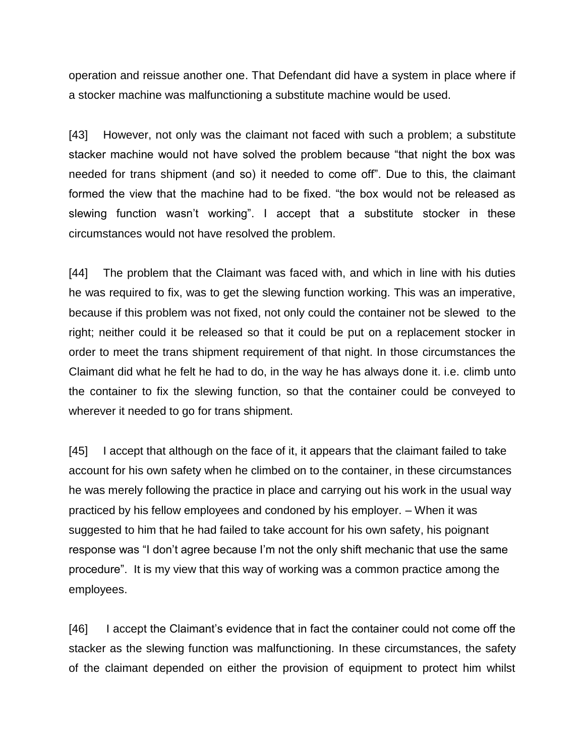operation and reissue another one. That Defendant did have a system in place where if a stocker machine was malfunctioning a substitute machine would be used.

[43] However, not only was the claimant not faced with such a problem; a substitute stacker machine would not have solved the problem because "that night the box was needed for trans shipment (and so) it needed to come off". Due to this, the claimant formed the view that the machine had to be fixed. "the box would not be released as slewing function wasn't working". I accept that a substitute stocker in these circumstances would not have resolved the problem.

[44] The problem that the Claimant was faced with, and which in line with his duties he was required to fix, was to get the slewing function working. This was an imperative, because if this problem was not fixed, not only could the container not be slewed to the right; neither could it be released so that it could be put on a replacement stocker in order to meet the trans shipment requirement of that night. In those circumstances the Claimant did what he felt he had to do, in the way he has always done it. i.e. climb unto the container to fix the slewing function, so that the container could be conveyed to wherever it needed to go for trans shipment.

[45] I accept that although on the face of it, it appears that the claimant failed to take account for his own safety when he climbed on to the container, in these circumstances he was merely following the practice in place and carrying out his work in the usual way practiced by his fellow employees and condoned by his employer. – When it was suggested to him that he had failed to take account for his own safety, his poignant response was "I don't agree because I'm not the only shift mechanic that use the same procedure". It is my view that this way of working was a common practice among the employees.

[46] I accept the Claimant's evidence that in fact the container could not come off the stacker as the slewing function was malfunctioning. In these circumstances, the safety of the claimant depended on either the provision of equipment to protect him whilst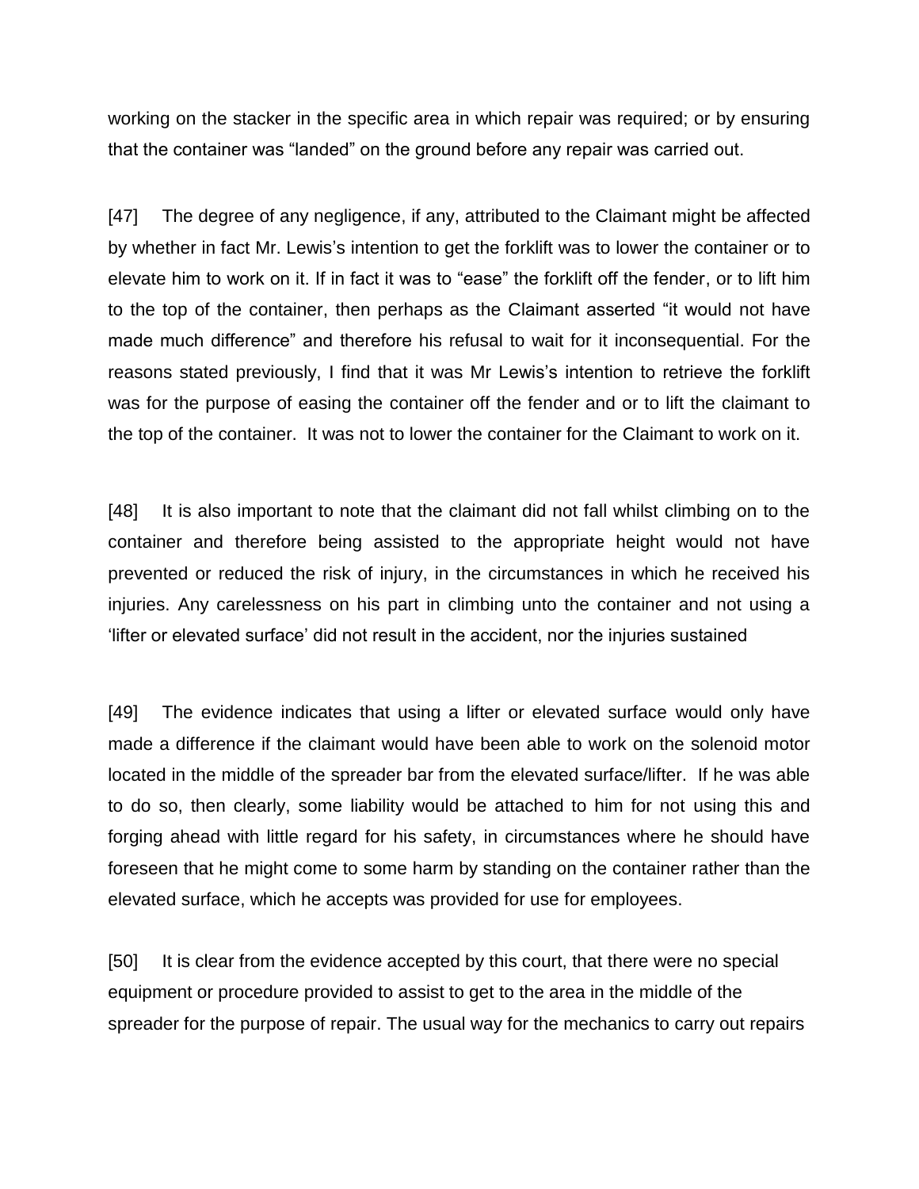working on the stacker in the specific area in which repair was required; or by ensuring that the container was "landed" on the ground before any repair was carried out.

[47] The degree of any negligence, if any, attributed to the Claimant might be affected by whether in fact Mr. Lewis's intention to get the forklift was to lower the container or to elevate him to work on it. If in fact it was to "ease" the forklift off the fender, or to lift him to the top of the container, then perhaps as the Claimant asserted "it would not have made much difference" and therefore his refusal to wait for it inconsequential. For the reasons stated previously, I find that it was Mr Lewis's intention to retrieve the forklift was for the purpose of easing the container off the fender and or to lift the claimant to the top of the container. It was not to lower the container for the Claimant to work on it.

[48] It is also important to note that the claimant did not fall whilst climbing on to the container and therefore being assisted to the appropriate height would not have prevented or reduced the risk of injury, in the circumstances in which he received his injuries. Any carelessness on his part in climbing unto the container and not using a 'lifter or elevated surface' did not result in the accident, nor the injuries sustained

[49] The evidence indicates that using a lifter or elevated surface would only have made a difference if the claimant would have been able to work on the solenoid motor located in the middle of the spreader bar from the elevated surface/lifter. If he was able to do so, then clearly, some liability would be attached to him for not using this and forging ahead with little regard for his safety, in circumstances where he should have foreseen that he might come to some harm by standing on the container rather than the elevated surface, which he accepts was provided for use for employees.

[50] It is clear from the evidence accepted by this court, that there were no special equipment or procedure provided to assist to get to the area in the middle of the spreader for the purpose of repair. The usual way for the mechanics to carry out repairs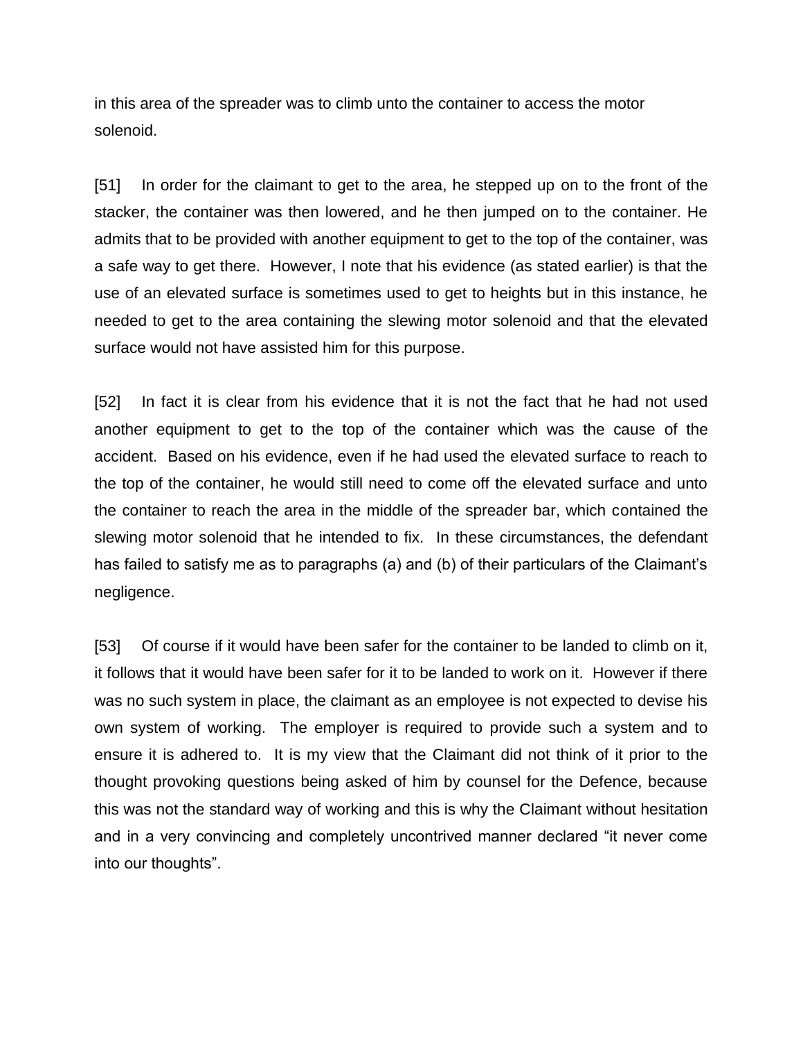in this area of the spreader was to climb unto the container to access the motor solenoid.

[51] In order for the claimant to get to the area, he stepped up on to the front of the stacker, the container was then lowered, and he then jumped on to the container. He admits that to be provided with another equipment to get to the top of the container, was a safe way to get there. However, I note that his evidence (as stated earlier) is that the use of an elevated surface is sometimes used to get to heights but in this instance, he needed to get to the area containing the slewing motor solenoid and that the elevated surface would not have assisted him for this purpose.

[52] In fact it is clear from his evidence that it is not the fact that he had not used another equipment to get to the top of the container which was the cause of the accident. Based on his evidence, even if he had used the elevated surface to reach to the top of the container, he would still need to come off the elevated surface and unto the container to reach the area in the middle of the spreader bar, which contained the slewing motor solenoid that he intended to fix. In these circumstances, the defendant has failed to satisfy me as to paragraphs (a) and (b) of their particulars of the Claimant's negligence.

[53] Of course if it would have been safer for the container to be landed to climb on it, it follows that it would have been safer for it to be landed to work on it. However if there was no such system in place, the claimant as an employee is not expected to devise his own system of working. The employer is required to provide such a system and to ensure it is adhered to. It is my view that the Claimant did not think of it prior to the thought provoking questions being asked of him by counsel for the Defence, because this was not the standard way of working and this is why the Claimant without hesitation and in a very convincing and completely uncontrived manner declared "it never come into our thoughts".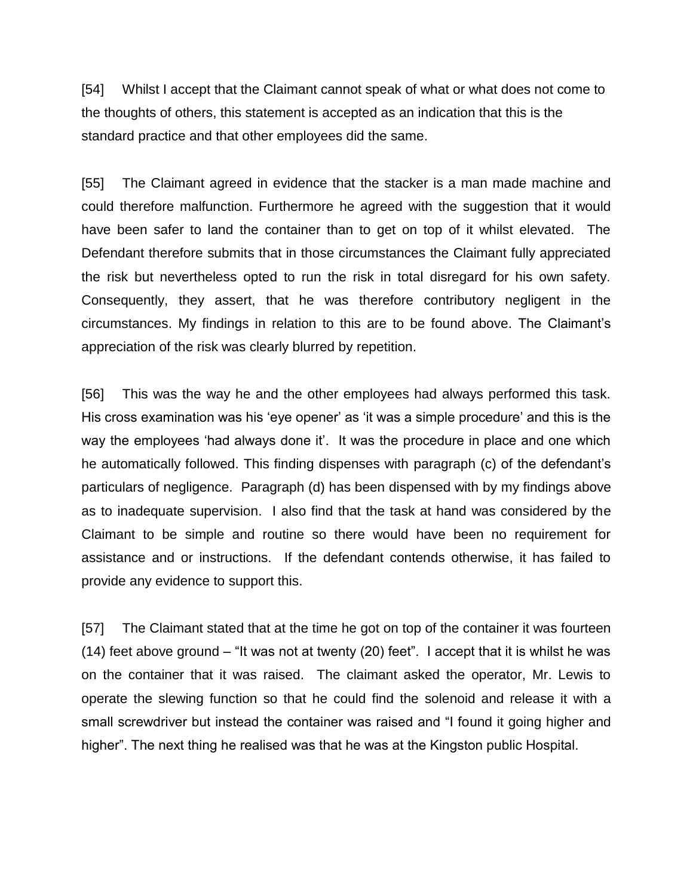[54] Whilst I accept that the Claimant cannot speak of what or what does not come to the thoughts of others, this statement is accepted as an indication that this is the standard practice and that other employees did the same.

[55] The Claimant agreed in evidence that the stacker is a man made machine and could therefore malfunction. Furthermore he agreed with the suggestion that it would have been safer to land the container than to get on top of it whilst elevated. The Defendant therefore submits that in those circumstances the Claimant fully appreciated the risk but nevertheless opted to run the risk in total disregard for his own safety. Consequently, they assert, that he was therefore contributory negligent in the circumstances. My findings in relation to this are to be found above. The Claimant's appreciation of the risk was clearly blurred by repetition.

[56] This was the way he and the other employees had always performed this task. His cross examination was his 'eye opener' as 'it was a simple procedure' and this is the way the employees 'had always done it'. It was the procedure in place and one which he automatically followed. This finding dispenses with paragraph (c) of the defendant's particulars of negligence. Paragraph (d) has been dispensed with by my findings above as to inadequate supervision. I also find that the task at hand was considered by the Claimant to be simple and routine so there would have been no requirement for assistance and or instructions. If the defendant contends otherwise, it has failed to provide any evidence to support this.

[57] The Claimant stated that at the time he got on top of the container it was fourteen (14) feet above ground – "It was not at twenty (20) feet". I accept that it is whilst he was on the container that it was raised. The claimant asked the operator, Mr. Lewis to operate the slewing function so that he could find the solenoid and release it with a small screwdriver but instead the container was raised and "I found it going higher and higher". The next thing he realised was that he was at the Kingston public Hospital.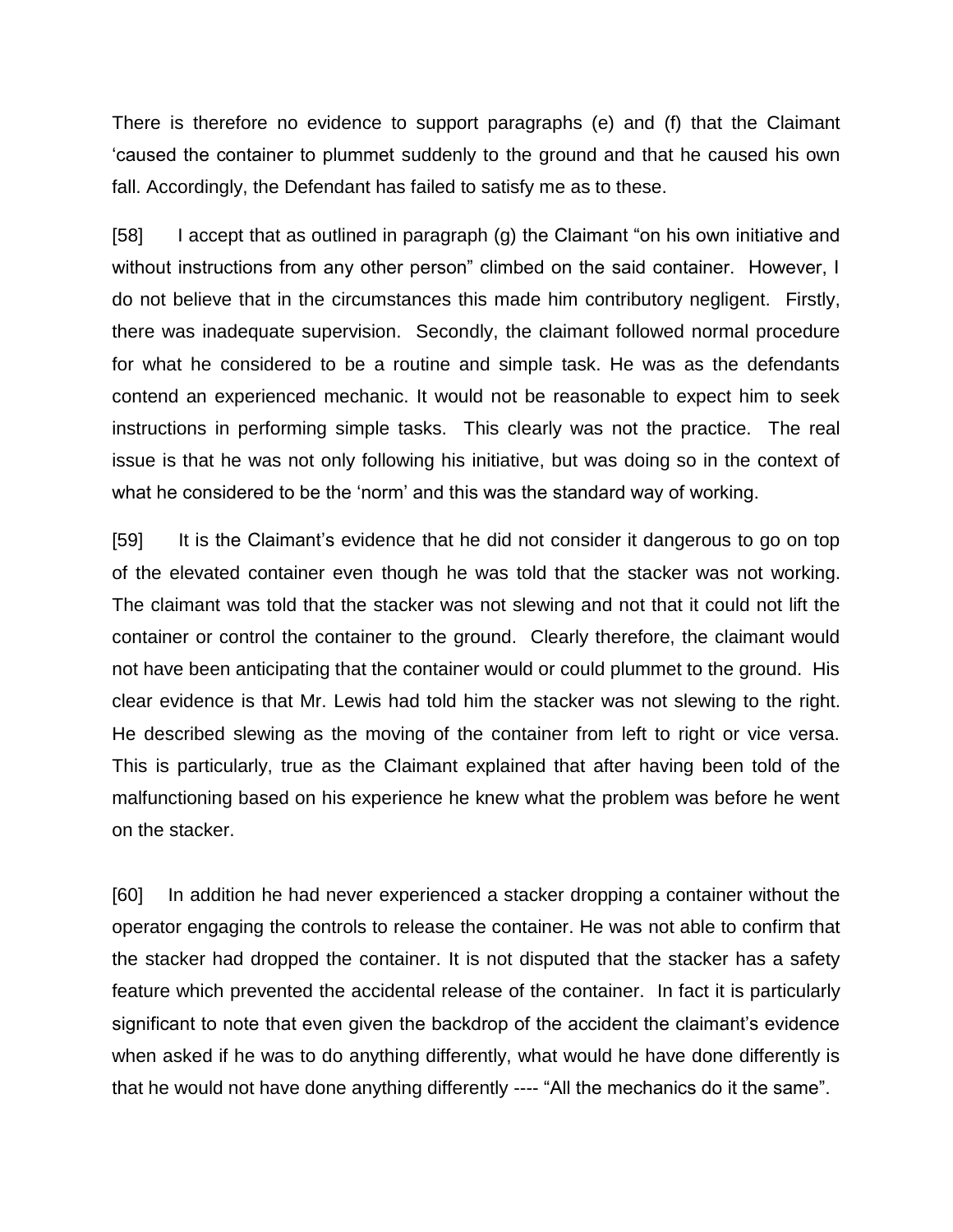There is therefore no evidence to support paragraphs (e) and (f) that the Claimant 'caused the container to plummet suddenly to the ground and that he caused his own fall. Accordingly, the Defendant has failed to satisfy me as to these.

[58] I accept that as outlined in paragraph (g) the Claimant "on his own initiative and without instructions from any other person" climbed on the said container. However, I do not believe that in the circumstances this made him contributory negligent. Firstly, there was inadequate supervision. Secondly, the claimant followed normal procedure for what he considered to be a routine and simple task. He was as the defendants contend an experienced mechanic. It would not be reasonable to expect him to seek instructions in performing simple tasks. This clearly was not the practice. The real issue is that he was not only following his initiative, but was doing so in the context of what he considered to be the 'norm' and this was the standard way of working.

[59] It is the Claimant's evidence that he did not consider it dangerous to go on top of the elevated container even though he was told that the stacker was not working. The claimant was told that the stacker was not slewing and not that it could not lift the container or control the container to the ground. Clearly therefore, the claimant would not have been anticipating that the container would or could plummet to the ground. His clear evidence is that Mr. Lewis had told him the stacker was not slewing to the right. He described slewing as the moving of the container from left to right or vice versa. This is particularly, true as the Claimant explained that after having been told of the malfunctioning based on his experience he knew what the problem was before he went on the stacker.

[60] In addition he had never experienced a stacker dropping a container without the operator engaging the controls to release the container. He was not able to confirm that the stacker had dropped the container. It is not disputed that the stacker has a safety feature which prevented the accidental release of the container. In fact it is particularly significant to note that even given the backdrop of the accident the claimant's evidence when asked if he was to do anything differently, what would he have done differently is that he would not have done anything differently ---- "All the mechanics do it the same".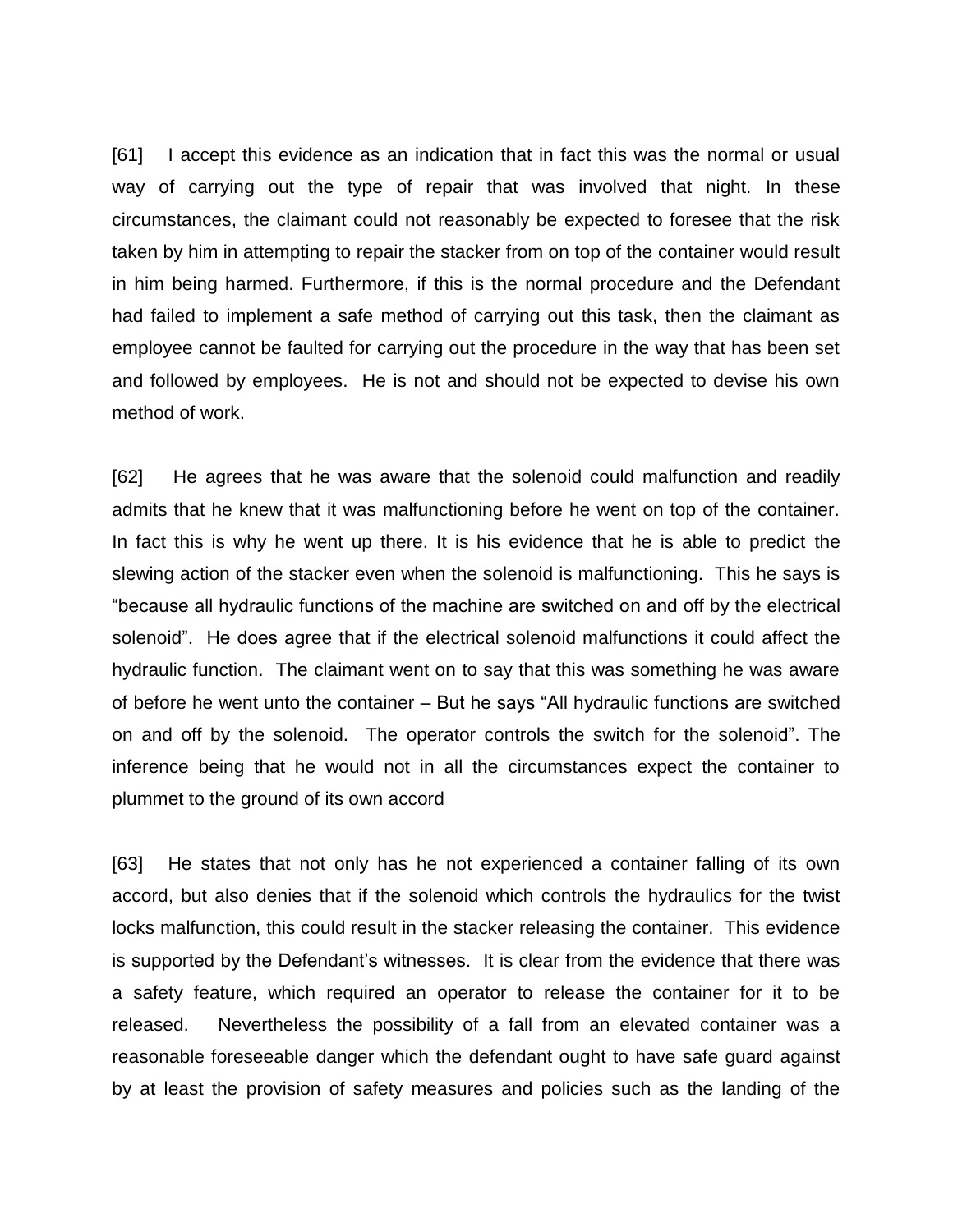[61] I accept this evidence as an indication that in fact this was the normal or usual way of carrying out the type of repair that was involved that night. In these circumstances, the claimant could not reasonably be expected to foresee that the risk taken by him in attempting to repair the stacker from on top of the container would result in him being harmed. Furthermore, if this is the normal procedure and the Defendant had failed to implement a safe method of carrying out this task, then the claimant as employee cannot be faulted for carrying out the procedure in the way that has been set and followed by employees. He is not and should not be expected to devise his own method of work.

[62] He agrees that he was aware that the solenoid could malfunction and readily admits that he knew that it was malfunctioning before he went on top of the container. In fact this is why he went up there. It is his evidence that he is able to predict the slewing action of the stacker even when the solenoid is malfunctioning. This he says is "because all hydraulic functions of the machine are switched on and off by the electrical solenoid". He does agree that if the electrical solenoid malfunctions it could affect the hydraulic function. The claimant went on to say that this was something he was aware of before he went unto the container – But he says "All hydraulic functions are switched on and off by the solenoid. The operator controls the switch for the solenoid". The inference being that he would not in all the circumstances expect the container to plummet to the ground of its own accord

[63] He states that not only has he not experienced a container falling of its own accord, but also denies that if the solenoid which controls the hydraulics for the twist locks malfunction, this could result in the stacker releasing the container. This evidence is supported by the Defendant's witnesses. It is clear from the evidence that there was a safety feature, which required an operator to release the container for it to be released. Nevertheless the possibility of a fall from an elevated container was a reasonable foreseeable danger which the defendant ought to have safe guard against by at least the provision of safety measures and policies such as the landing of the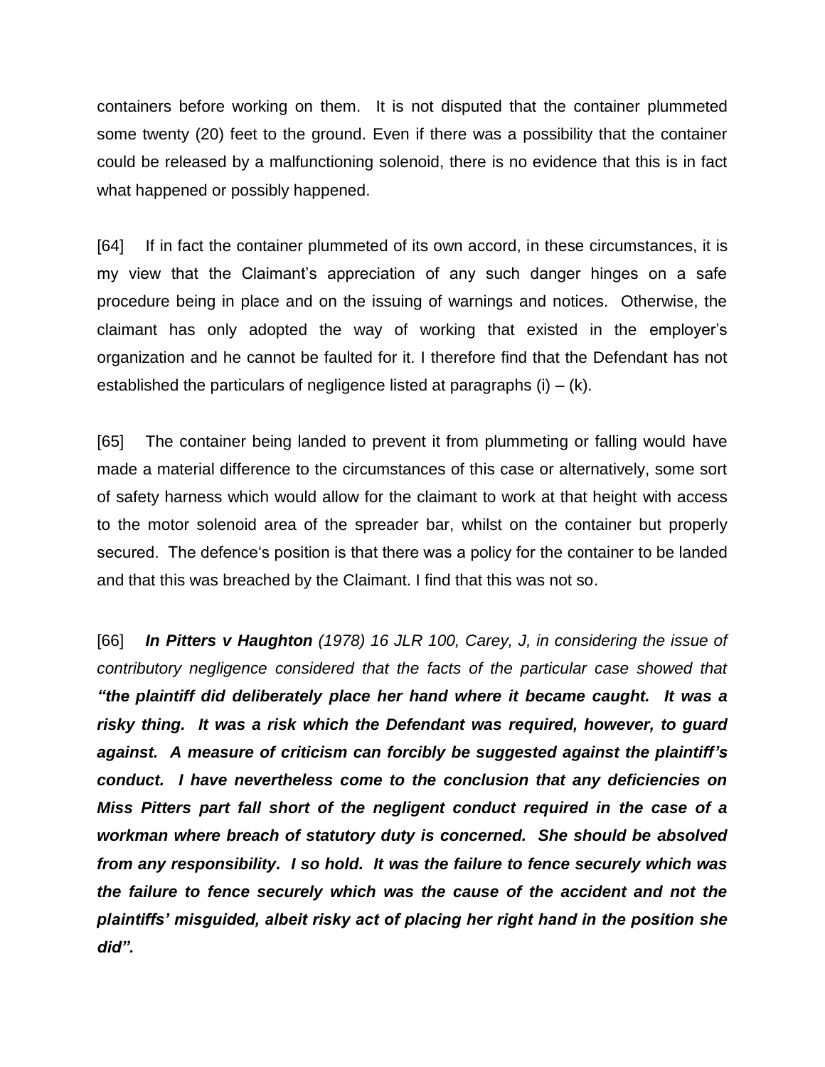containers before working on them. It is not disputed that the container plummeted some twenty (20) feet to the ground. Even if there was a possibility that the container could be released by a malfunctioning solenoid, there is no evidence that this is in fact what happened or possibly happened.

[64] If in fact the container plummeted of its own accord, in these circumstances, it is my view that the Claimant's appreciation of any such danger hinges on a safe procedure being in place and on the issuing of warnings and notices. Otherwise, the claimant has only adopted the way of working that existed in the employer's organization and he cannot be faulted for it. I therefore find that the Defendant has not established the particulars of negligence listed at paragraphs (i) – (k).

[65] The container being landed to prevent it from plummeting or falling would have made a material difference to the circumstances of this case or alternatively, some sort of safety harness which would allow for the claimant to work at that height with access to the motor solenoid area of the spreader bar, whilst on the container but properly secured. The defence's position is that there was a policy for the container to be landed and that this was breached by the Claimant. I find that this was not so.

[66] ***In Pitters v Haughton*** *(1978) 16 JLR 100, Carey, J, in considering the issue of contributory negligence considered that the facts of the particular case showed that* ***"the plaintiff did deliberately place her hand where it became caught. It was a risky thing. It was a risk which the Defendant was required, however, to guard against. A measure of criticism can forcibly be suggested against the plaintiff's conduct. I have nevertheless come to the conclusion that any deficiencies on Miss Pitters part fall short of the negligent conduct required in the case of a workman where breach of statutory duty is concerned. She should be absolved from any responsibility. I so hold. It was the failure to fence securely which was the failure to fence securely which was the cause of the accident and not the plaintiffs' misguided, albeit risky act of placing her right hand in the position she did".***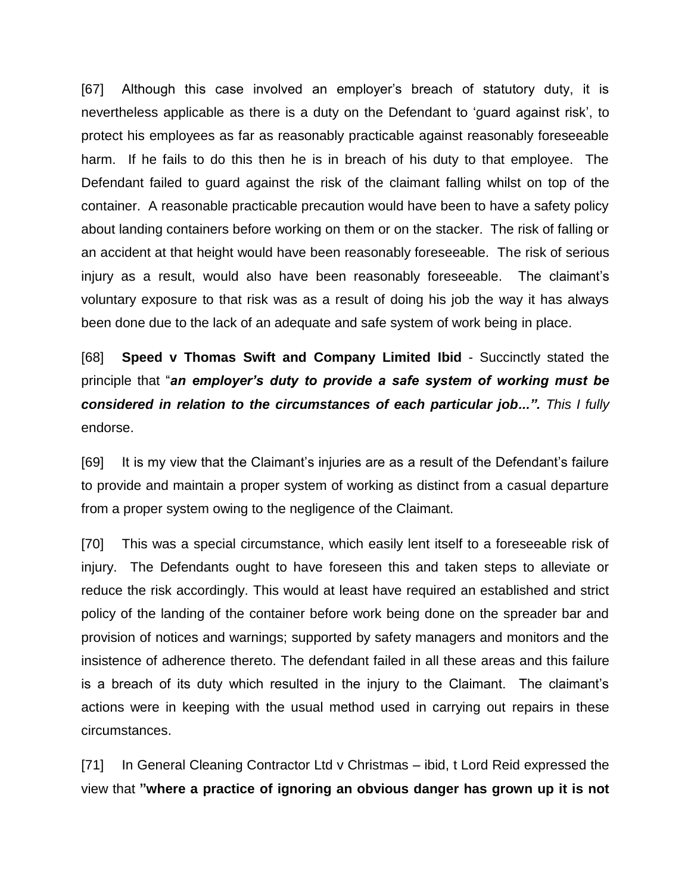[67] Although this case involved an employer's breach of statutory duty, it is nevertheless applicable as there is a duty on the Defendant to 'guard against risk', to protect his employees as far as reasonably practicable against reasonably foreseeable harm. If he fails to do this then he is in breach of his duty to that employee. The Defendant failed to guard against the risk of the claimant falling whilst on top of the container. A reasonable practicable precaution would have been to have a safety policy about landing containers before working on them or on the stacker. The risk of falling or an accident at that height would have been reasonably foreseeable. The risk of serious injury as a result, would also have been reasonably foreseeable. The claimant's voluntary exposure to that risk was as a result of doing his job the way it has always been done due to the lack of an adequate and safe system of work being in place.

[68] **Speed v Thomas Swift and Company Limited Ibid** - Succinctly stated the principle that "***an employer's duty to provide a safe system of working must be considered in relation to the circumstances of each particular job...".*** *This I fully* endorse.

[69] It is my view that the Claimant's injuries are as a result of the Defendant's failure to provide and maintain a proper system of working as distinct from a casual departure from a proper system owing to the negligence of the Claimant.

[70] This was a special circumstance, which easily lent itself to a foreseeable risk of injury. The Defendants ought to have foreseen this and taken steps to alleviate or reduce the risk accordingly. This would at least have required an established and strict policy of the landing of the container before work being done on the spreader bar and provision of notices and warnings; supported by safety managers and monitors and the insistence of adherence thereto. The defendant failed in all these areas and this failure is a breach of its duty which resulted in the injury to the Claimant. The claimant's actions were in keeping with the usual method used in carrying out repairs in these circumstances.

[71] In General Cleaning Contractor Ltd v Christmas – ibid, t Lord Reid expressed the view that **"where a practice of ignoring an obvious danger has grown up it is not**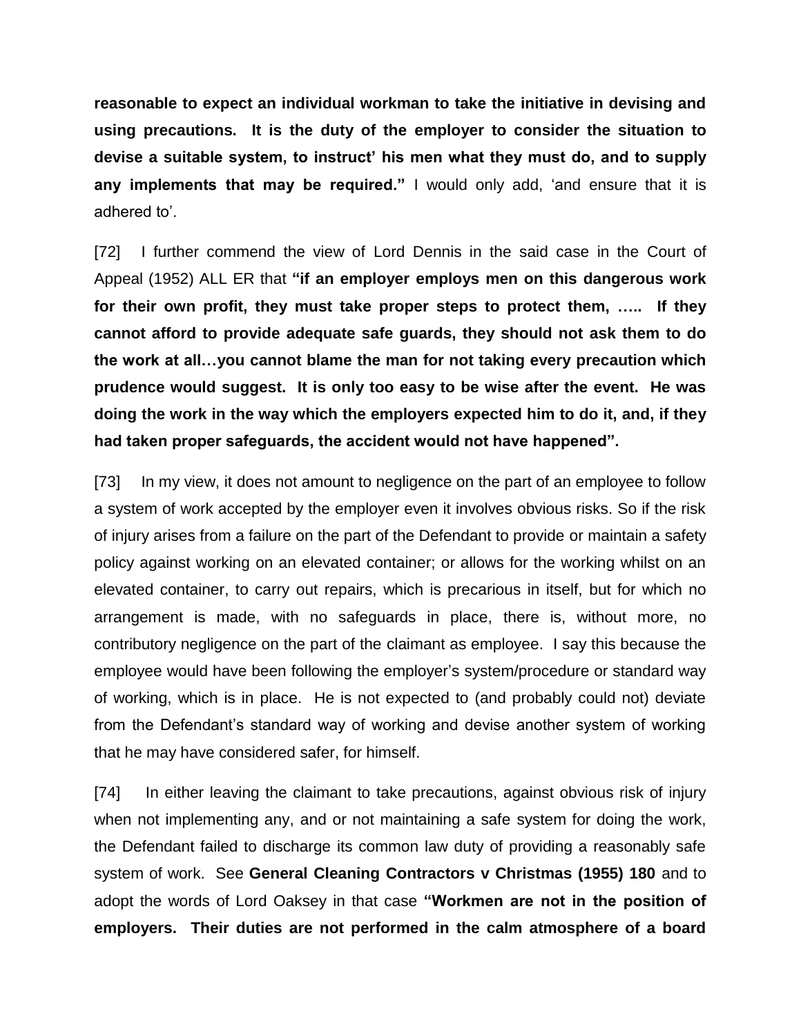**reasonable to expect an individual workman to take the initiative in devising and using precautions. It is the duty of the employer to consider the situation to devise a suitable system, to instruct' his men what they must do, and to supply any implements that may be required."** I would only add, 'and ensure that it is adhered to'.

[72] I further commend the view of Lord Dennis in the said case in the Court of Appeal (1952) ALL ER that **"if an employer employs men on this dangerous work for their own profit, they must take proper steps to protect them, ….. If they cannot afford to provide adequate safe guards, they should not ask them to do the work at all…you cannot blame the man for not taking every precaution which prudence would suggest. It is only too easy to be wise after the event. He was doing the work in the way which the employers expected him to do it, and, if they had taken proper safeguards, the accident would not have happened".**

[73] In my view, it does not amount to negligence on the part of an employee to follow a system of work accepted by the employer even it involves obvious risks. So if the risk of injury arises from a failure on the part of the Defendant to provide or maintain a safety policy against working on an elevated container; or allows for the working whilst on an elevated container, to carry out repairs, which is precarious in itself, but for which no arrangement is made, with no safeguards in place, there is, without more, no contributory negligence on the part of the claimant as employee. I say this because the employee would have been following the employer's system/procedure or standard way of working, which is in place. He is not expected to (and probably could not) deviate from the Defendant's standard way of working and devise another system of working that he may have considered safer, for himself.

[74] In either leaving the claimant to take precautions, against obvious risk of injury when not implementing any, and or not maintaining a safe system for doing the work, the Defendant failed to discharge its common law duty of providing a reasonably safe system of work. See **General Cleaning Contractors v Christmas (1955) 180** and to adopt the words of Lord Oaksey in that case **"Workmen are not in the position of employers. Their duties are not performed in the calm atmosphere of a board**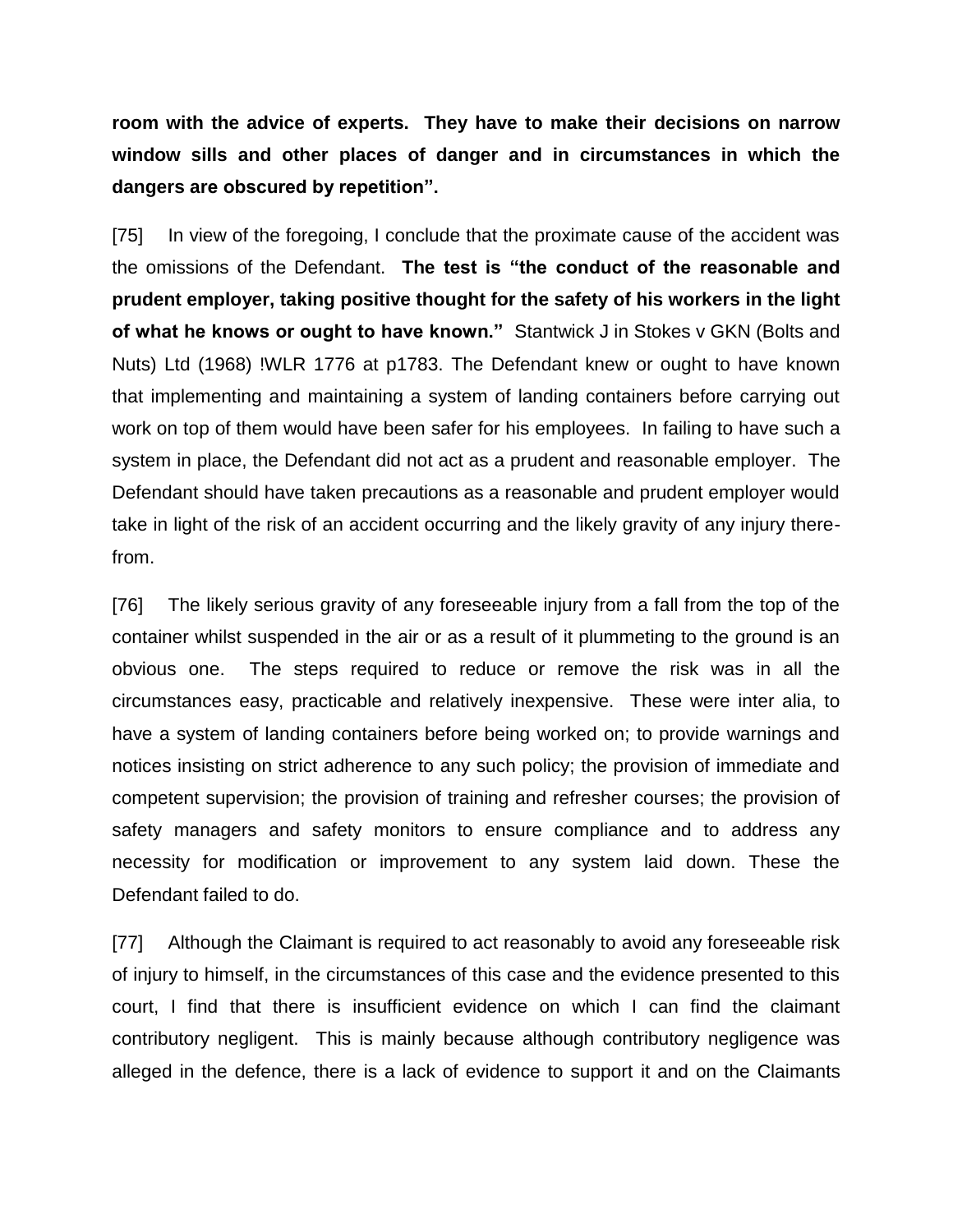**room with the advice of experts. They have to make their decisions on narrow window sills and other places of danger and in circumstances in which the dangers are obscured by repetition".**

[75] In view of the foregoing, I conclude that the proximate cause of the accident was the omissions of the Defendant. **The test is "the conduct of the reasonable and prudent employer, taking positive thought for the safety of his workers in the light of what he knows or ought to have known."** Stantwick J in Stokes v GKN (Bolts and Nuts) Ltd (1968) !WLR 1776 at p1783. The Defendant knew or ought to have known that implementing and maintaining a system of landing containers before carrying out work on top of them would have been safer for his employees. In failing to have such a system in place, the Defendant did not act as a prudent and reasonable employer. The Defendant should have taken precautions as a reasonable and prudent employer would take in light of the risk of an accident occurring and the likely gravity of any injury there-from.

[76] The likely serious gravity of any foreseeable injury from a fall from the top of the container whilst suspended in the air or as a result of it plummeting to the ground is an obvious one. The steps required to reduce or remove the risk was in all the circumstances easy, practicable and relatively inexpensive. These were inter alia, to have a system of landing containers before being worked on; to provide warnings and notices insisting on strict adherence to any such policy; the provision of immediate and competent supervision; the provision of training and refresher courses; the provision of safety managers and safety monitors to ensure compliance and to address any necessity for modification or improvement to any system laid down. These the Defendant failed to do.

[77] Although the Claimant is required to act reasonably to avoid any foreseeable risk of injury to himself, in the circumstances of this case and the evidence presented to this court, I find that there is insufficient evidence on which I can find the claimant contributory negligent. This is mainly because although contributory negligence was alleged in the defence, there is a lack of evidence to support it and on the Claimants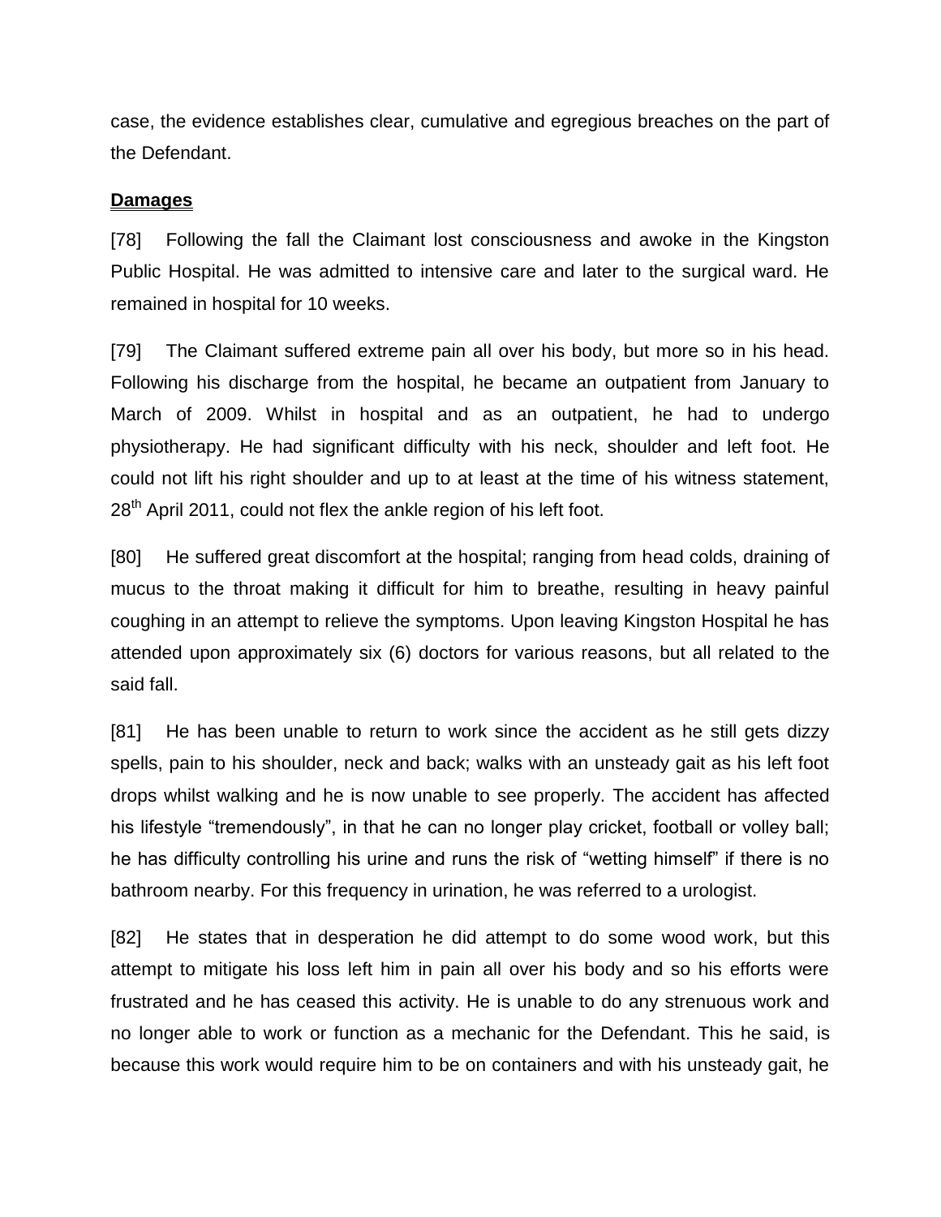case, the evidence establishes clear, cumulative and egregious breaches on the part of the Defendant.

## Damages

[78] Following the fall the Claimant lost consciousness and awoke in the Kingston Public Hospital. He was admitted to intensive care and later to the surgical ward. He remained in hospital for 10 weeks.

[79] The Claimant suffered extreme pain all over his body, but more so in his head. Following his discharge from the hospital, he became an outpatient from January to March of 2009. Whilst in hospital and as an outpatient, he had to undergo physiotherapy. He had significant difficulty with his neck, shoulder and left foot. He could not lift his right shoulder and up to at least at the time of his witness statement, 28th April 2011, could not flex the ankle region of his left foot.

[80] He suffered great discomfort at the hospital; ranging from head colds, draining of mucus to the throat making it difficult for him to breathe, resulting in heavy painful coughing in an attempt to relieve the symptoms. Upon leaving Kingston Hospital he has attended upon approximately six (6) doctors for various reasons, but all related to the said fall.

[81] He has been unable to return to work since the accident as he still gets dizzy spells, pain to his shoulder, neck and back; walks with an unsteady gait as his left foot drops whilst walking and he is now unable to see properly. The accident has affected his lifestyle "tremendously", in that he can no longer play cricket, football or volley ball; he has difficulty controlling his urine and runs the risk of "wetting himself" if there is no bathroom nearby. For this frequency in urination, he was referred to a urologist.

[82] He states that in desperation he did attempt to do some wood work, but this attempt to mitigate his loss left him in pain all over his body and so his efforts were frustrated and he has ceased this activity. He is unable to do any strenuous work and no longer able to work or function as a mechanic for the Defendant. This he said, is because this work would require him to be on containers and with his unsteady gait, he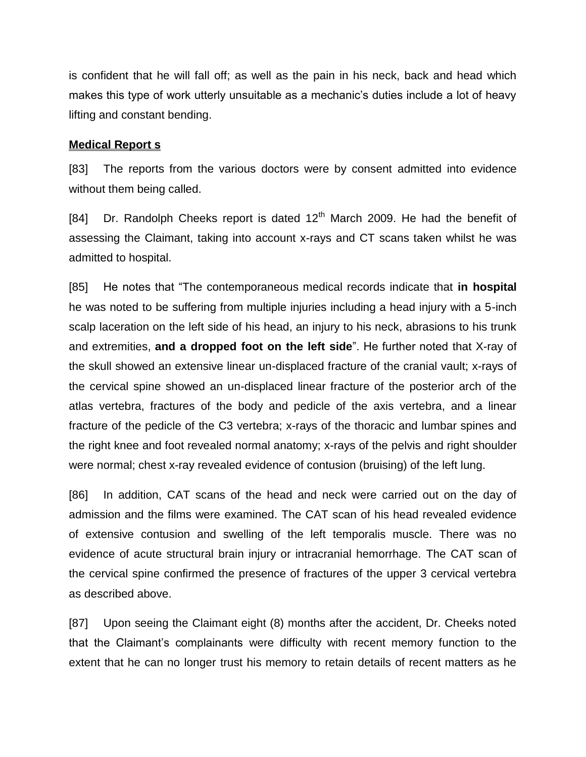is confident that he will fall off; as well as the pain in his neck, back and head which makes this type of work utterly unsuitable as a mechanic's duties include a lot of heavy lifting and constant bending.

**Medical Report s**

[83] The reports from the various doctors were by consent admitted into evidence without them being called.

[84] Dr. Randolph Cheeks report is dated 12th March 2009. He had the benefit of assessing the Claimant, taking into account x-rays and CT scans taken whilst he was admitted to hospital.

[85] He notes that "The contemporaneous medical records indicate that **in hospital** he was noted to be suffering from multiple injuries including a head injury with a 5-inch scalp laceration on the left side of his head, an injury to his neck, abrasions to his trunk and extremities, **and a dropped foot on the left side**". He further noted that X-ray of the skull showed an extensive linear un-displaced fracture of the cranial vault; x-rays of the cervical spine showed an un-displaced linear fracture of the posterior arch of the atlas vertebra, fractures of the body and pedicle of the axis vertebra, and a linear fracture of the pedicle of the C3 vertebra; x-rays of the thoracic and lumbar spines and the right knee and foot revealed normal anatomy; x-rays of the pelvis and right shoulder were normal; chest x-ray revealed evidence of contusion (bruising) of the left lung.

[86] In addition, CAT scans of the head and neck were carried out on the day of admission and the films were examined. The CAT scan of his head revealed evidence of extensive contusion and swelling of the left temporalis muscle. There was no evidence of acute structural brain injury or intracranial hemorrhage. The CAT scan of the cervical spine confirmed the presence of fractures of the upper 3 cervical vertebra as described above.

[87] Upon seeing the Claimant eight (8) months after the accident, Dr. Cheeks noted that the Claimant's complainants were difficulty with recent memory function to the extent that he can no longer trust his memory to retain details of recent matters as he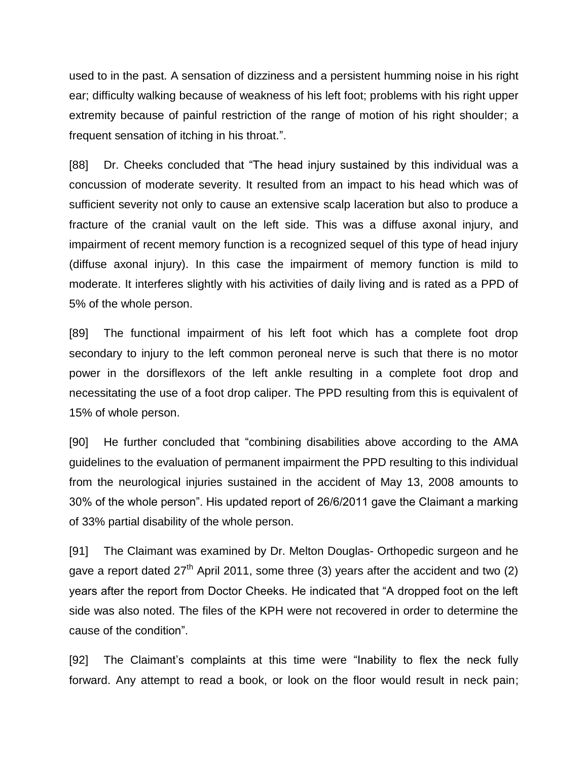used to in the past. A sensation of dizziness and a persistent humming noise in his right ear; difficulty walking because of weakness of his left foot; problems with his right upper extremity because of painful restriction of the range of motion of his right shoulder; a frequent sensation of itching in his throat.".

[88] Dr. Cheeks concluded that "The head injury sustained by this individual was a concussion of moderate severity. It resulted from an impact to his head which was of sufficient severity not only to cause an extensive scalp laceration but also to produce a fracture of the cranial vault on the left side. This was a diffuse axonal injury, and impairment of recent memory function is a recognized sequel of this type of head injury (diffuse axonal injury). In this case the impairment of memory function is mild to moderate. It interferes slightly with his activities of daily living and is rated as a PPD of 5% of the whole person.

[89] The functional impairment of his left foot which has a complete foot drop secondary to injury to the left common peroneal nerve is such that there is no motor power in the dorsiflexors of the left ankle resulting in a complete foot drop and necessitating the use of a foot drop caliper. The PPD resulting from this is equivalent of 15% of whole person.

[90] He further concluded that "combining disabilities above according to the AMA guidelines to the evaluation of permanent impairment the PPD resulting to this individual from the neurological injuries sustained in the accident of May 13, 2008 amounts to 30% of the whole person". His updated report of 26/6/2011 gave the Claimant a marking of 33% partial disability of the whole person.

[91] The Claimant was examined by Dr. Melton Douglas- Orthopedic surgeon and he gave a report dated 27th April 2011, some three (3) years after the accident and two (2) years after the report from Doctor Cheeks. He indicated that "A dropped foot on the left side was also noted. The files of the KPH were not recovered in order to determine the cause of the condition".

[92] The Claimant's complaints at this time were "Inability to flex the neck fully forward. Any attempt to read a book, or look on the floor would result in neck pain;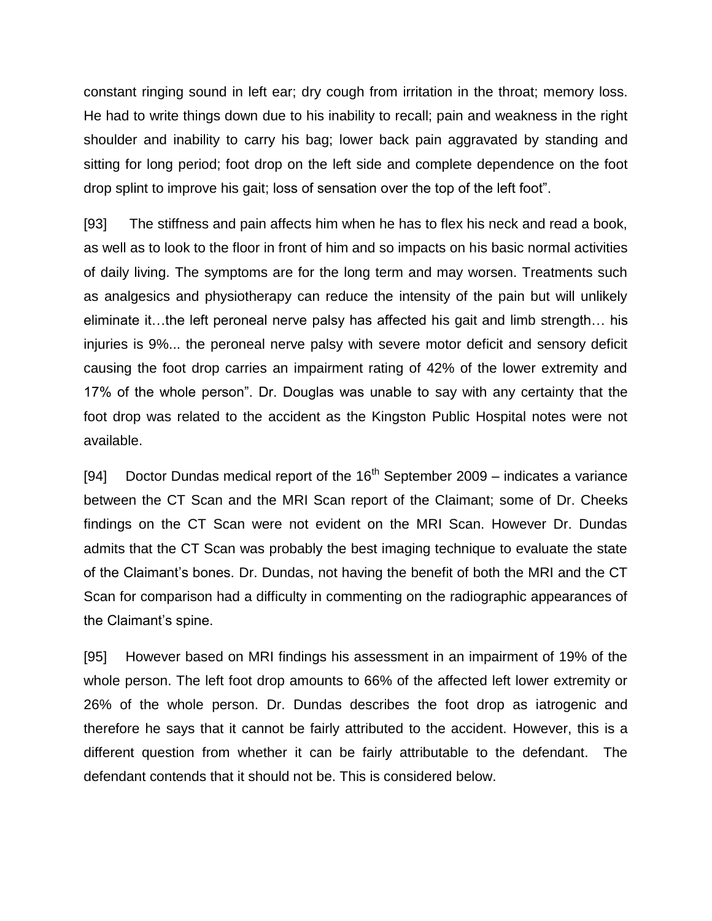constant ringing sound in left ear; dry cough from irritation in the throat; memory loss. He had to write things down due to his inability to recall; pain and weakness in the right shoulder and inability to carry his bag; lower back pain aggravated by standing and sitting for long period; foot drop on the left side and complete dependence on the foot drop splint to improve his gait; loss of sensation over the top of the left foot".

[93] The stiffness and pain affects him when he has to flex his neck and read a book, as well as to look to the floor in front of him and so impacts on his basic normal activities of daily living. The symptoms are for the long term and may worsen. Treatments such as analgesics and physiotherapy can reduce the intensity of the pain but will unlikely eliminate it…the left peroneal nerve palsy has affected his gait and limb strength… his injuries is 9%... the peroneal nerve palsy with severe motor deficit and sensory deficit causing the foot drop carries an impairment rating of 42% of the lower extremity and 17% of the whole person". Dr. Douglas was unable to say with any certainty that the foot drop was related to the accident as the Kingston Public Hospital notes were not available.

[94] Doctor Dundas medical report of the 16th September 2009 – indicates a variance between the CT Scan and the MRI Scan report of the Claimant; some of Dr. Cheeks findings on the CT Scan were not evident on the MRI Scan. However Dr. Dundas admits that the CT Scan was probably the best imaging technique to evaluate the state of the Claimant's bones. Dr. Dundas, not having the benefit of both the MRI and the CT Scan for comparison had a difficulty in commenting on the radiographic appearances of the Claimant's spine.

[95] However based on MRI findings his assessment in an impairment of 19% of the whole person. The left foot drop amounts to 66% of the affected left lower extremity or 26% of the whole person. Dr. Dundas describes the foot drop as iatrogenic and therefore he says that it cannot be fairly attributed to the accident. However, this is a different question from whether it can be fairly attributable to the defendant. The defendant contends that it should not be. This is considered below.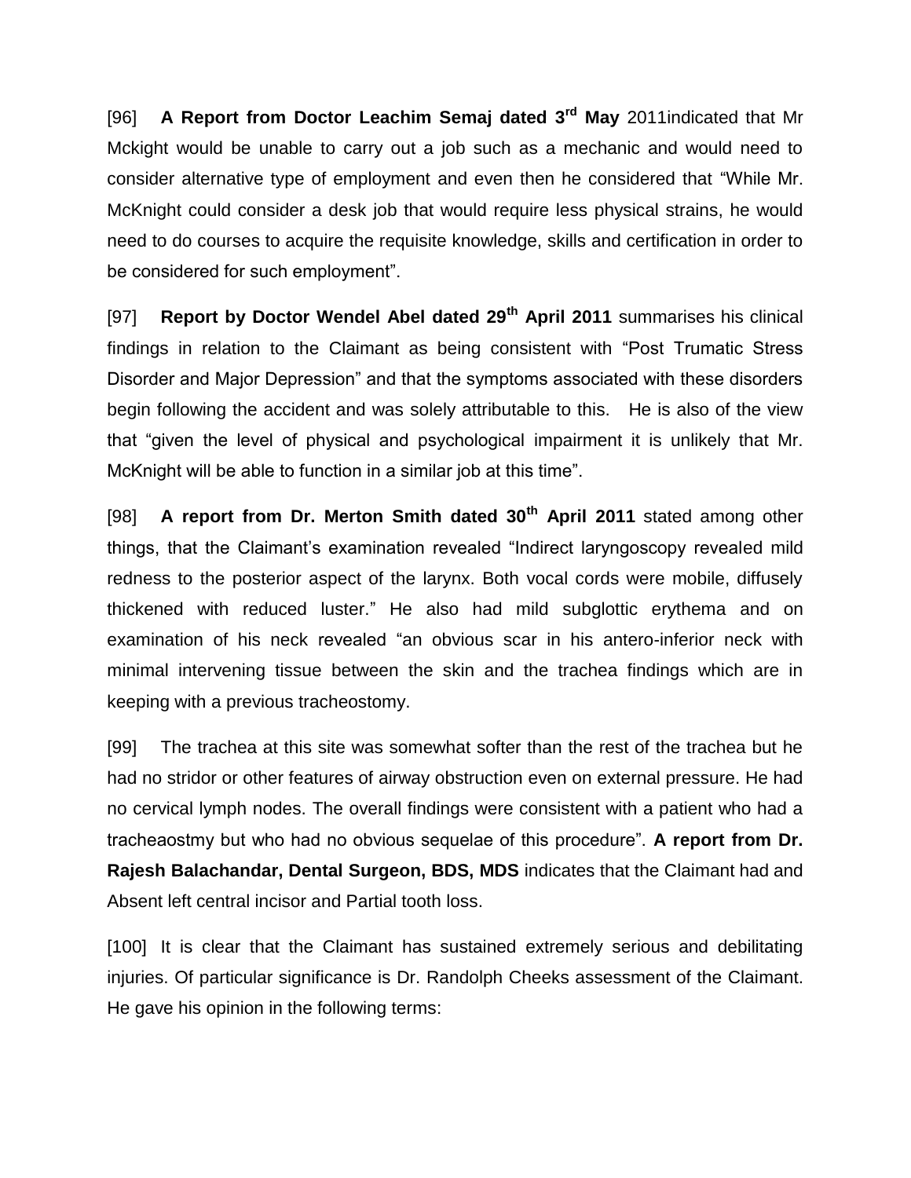[96] **A Report from Doctor Leachim Semaj dated 3rd May** 2011indicated that Mr Mckight would be unable to carry out a job such as a mechanic and would need to consider alternative type of employment and even then he considered that "While Mr. McKnight could consider a desk job that would require less physical strains, he would need to do courses to acquire the requisite knowledge, skills and certification in order to be considered for such employment".

[97] **Report by Doctor Wendel Abel dated 29th April 2011** summarises his clinical findings in relation to the Claimant as being consistent with "Post Trumatic Stress Disorder and Major Depression" and that the symptoms associated with these disorders begin following the accident and was solely attributable to this. He is also of the view that "given the level of physical and psychological impairment it is unlikely that Mr. McKnight will be able to function in a similar job at this time".

[98] **A report from Dr. Merton Smith dated 30th April 2011** stated among other things, that the Claimant's examination revealed "Indirect laryngoscopy revealed mild redness to the posterior aspect of the larynx. Both vocal cords were mobile, diffusely thickened with reduced luster." He also had mild subglottic erythema and on examination of his neck revealed "an obvious scar in his antero-inferior neck with minimal intervening tissue between the skin and the trachea findings which are in keeping with a previous tracheostomy.

[99] The trachea at this site was somewhat softer than the rest of the trachea but he had no stridor or other features of airway obstruction even on external pressure. He had no cervical lymph nodes. The overall findings were consistent with a patient who had a tracheaostmy but who had no obvious sequelae of this procedure". **A report from Dr. Rajesh Balachandar, Dental Surgeon, BDS, MDS** indicates that the Claimant had and Absent left central incisor and Partial tooth loss.

[100] It is clear that the Claimant has sustained extremely serious and debilitating injuries. Of particular significance is Dr. Randolph Cheeks assessment of the Claimant. He gave his opinion in the following terms: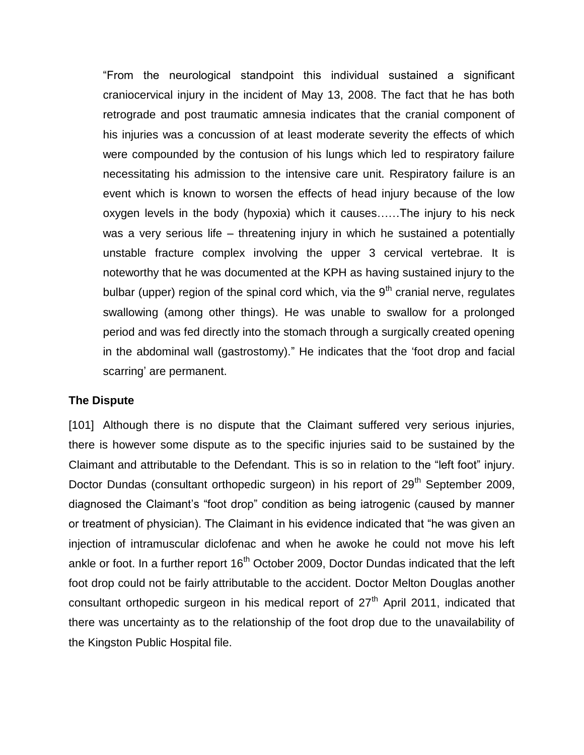"From the neurological standpoint this individual sustained a significant craniocervical injury in the incident of May 13, 2008. The fact that he has both retrograde and post traumatic amnesia indicates that the cranial component of his injuries was a concussion of at least moderate severity the effects of which were compounded by the contusion of his lungs which led to respiratory failure necessitating his admission to the intensive care unit. Respiratory failure is an event which is known to worsen the effects of head injury because of the low oxygen levels in the body (hypoxia) which it causes……The injury to his neck was a very serious life – threatening injury in which he sustained a potentially unstable fracture complex involving the upper 3 cervical vertebrae. It is noteworthy that he was documented at the KPH as having sustained injury to the bulbar (upper) region of the spinal cord which, via the 9th cranial nerve, regulates swallowing (among other things). He was unable to swallow for a prolonged period and was fed directly into the stomach through a surgically created opening in the abdominal wall (gastrostomy)." He indicates that the 'foot drop and facial scarring' are permanent.

**The Dispute**

[101] Although there is no dispute that the Claimant suffered very serious injuries, there is however some dispute as to the specific injuries said to be sustained by the Claimant and attributable to the Defendant. This is so in relation to the "left foot" injury. Doctor Dundas (consultant orthopedic surgeon) in his report of 29th September 2009, diagnosed the Claimant's "foot drop" condition as being iatrogenic (caused by manner or treatment of physician). The Claimant in his evidence indicated that "he was given an injection of intramuscular diclofenac and when he awoke he could not move his left ankle or foot. In a further report 16th October 2009, Doctor Dundas indicated that the left foot drop could not be fairly attributable to the accident. Doctor Melton Douglas another consultant orthopedic surgeon in his medical report of 27th April 2011, indicated that there was uncertainty as to the relationship of the foot drop due to the unavailability of the Kingston Public Hospital file.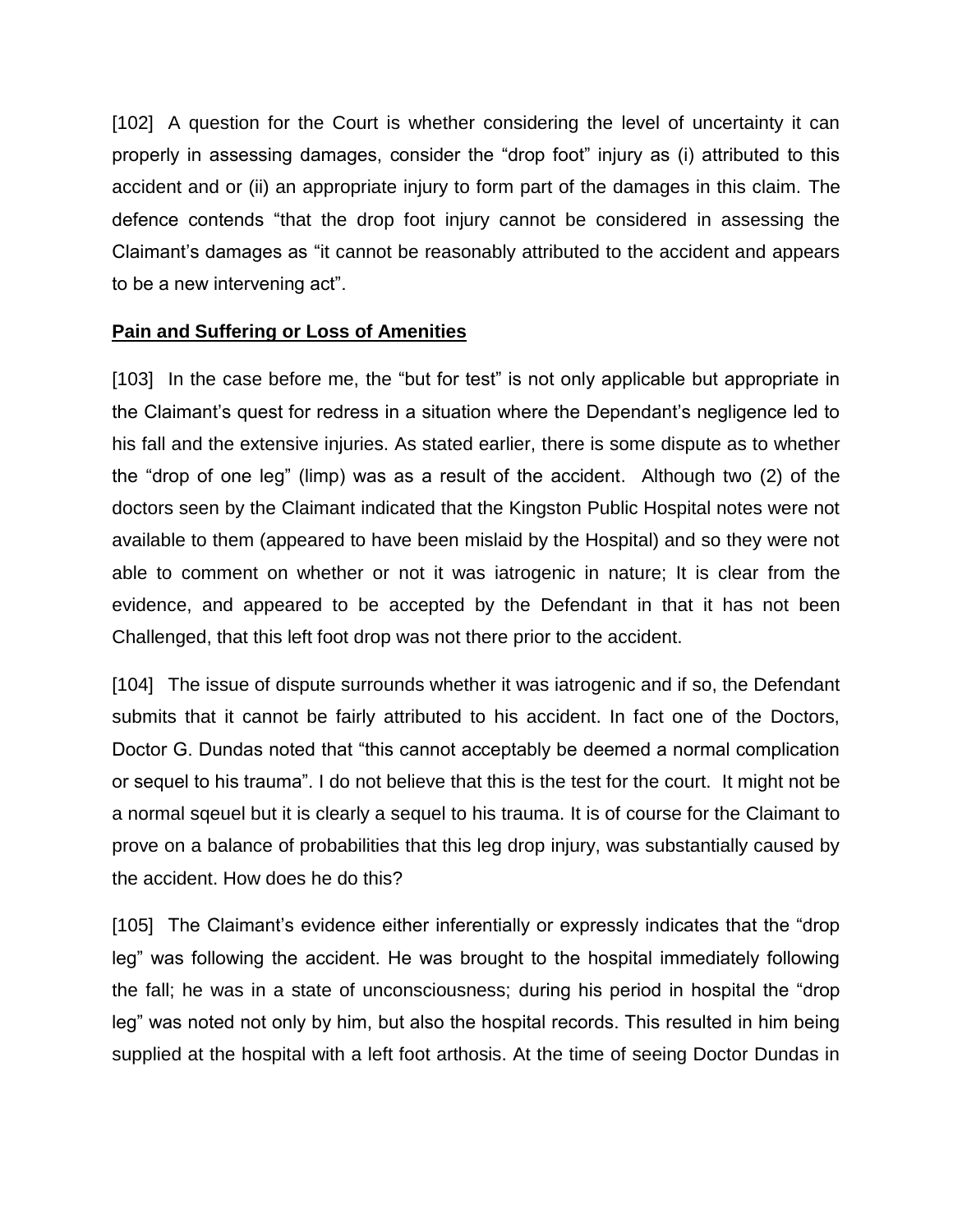[102] A question for the Court is whether considering the level of uncertainty it can properly in assessing damages, consider the "drop foot" injury as (i) attributed to this accident and or (ii) an appropriate injury to form part of the damages in this claim. The defence contends "that the drop foot injury cannot be considered in assessing the Claimant's damages as "it cannot be reasonably attributed to the accident and appears to be a new intervening act".

**Pain and Suffering or Loss of Amenities**

[103] In the case before me, the "but for test" is not only applicable but appropriate in the Claimant's quest for redress in a situation where the Dependant's negligence led to his fall and the extensive injuries. As stated earlier, there is some dispute as to whether the "drop of one leg" (limp) was as a result of the accident. Although two (2) of the doctors seen by the Claimant indicated that the Kingston Public Hospital notes were not available to them (appeared to have been mislaid by the Hospital) and so they were not able to comment on whether or not it was iatrogenic in nature; It is clear from the evidence, and appeared to be accepted by the Defendant in that it has not been Challenged, that this left foot drop was not there prior to the accident.

[104] The issue of dispute surrounds whether it was iatrogenic and if so, the Defendant submits that it cannot be fairly attributed to his accident. In fact one of the Doctors, Doctor G. Dundas noted that "this cannot acceptably be deemed a normal complication or sequel to his trauma". I do not believe that this is the test for the court. It might not be a normal sqeuel but it is clearly a sequel to his trauma. It is of course for the Claimant to prove on a balance of probabilities that this leg drop injury, was substantially caused by the accident. How does he do this?

[105] The Claimant's evidence either inferentially or expressly indicates that the "drop leg" was following the accident. He was brought to the hospital immediately following the fall; he was in a state of unconsciousness; during his period in hospital the "drop leg" was noted not only by him, but also the hospital records. This resulted in him being supplied at the hospital with a left foot arthosis. At the time of seeing Doctor Dundas in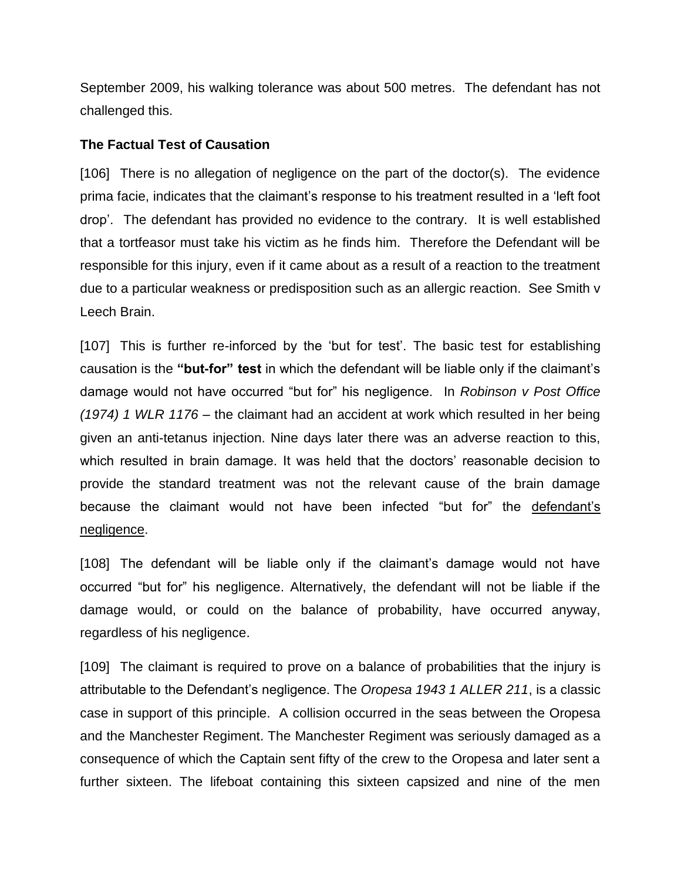September 2009, his walking tolerance was about 500 metres. The defendant has not challenged this.

### The Factual Test of Causation

[106] There is no allegation of negligence on the part of the doctor(s). The evidence prima facie, indicates that the claimant's response to his treatment resulted in a 'left foot drop'. The defendant has provided no evidence to the contrary. It is well established that a tortfeasor must take his victim as he finds him. Therefore the Defendant will be responsible for this injury, even if it came about as a result of a reaction to the treatment due to a particular weakness or predisposition such as an allergic reaction. See Smith v Leech Brain.

[107] This is further re-inforced by the 'but for test'. The basic test for establishing causation is the **"but-for" test** in which the defendant will be liable only if the claimant's damage would not have occurred "but for" his negligence. In *Robinson v Post Office (1974) 1 WLR 1176* – the claimant had an accident at work which resulted in her being given an anti-tetanus injection. Nine days later there was an adverse reaction to this, which resulted in brain damage. It was held that the doctors' reasonable decision to provide the standard treatment was not the relevant cause of the brain damage because the claimant would not have been infected "but for" the defendant's negligence.

[108] The defendant will be liable only if the claimant's damage would not have occurred "but for" his negligence. Alternatively, the defendant will not be liable if the damage would, or could on the balance of probability, have occurred anyway, regardless of his negligence.

[109] The claimant is required to prove on a balance of probabilities that the injury is attributable to the Defendant's negligence. The *Oropesa 1943 1 ALLER 211*, is a classic case in support of this principle. A collision occurred in the seas between the Oropesa and the Manchester Regiment. The Manchester Regiment was seriously damaged as a consequence of which the Captain sent fifty of the crew to the Oropesa and later sent a further sixteen. The lifeboat containing this sixteen capsized and nine of the men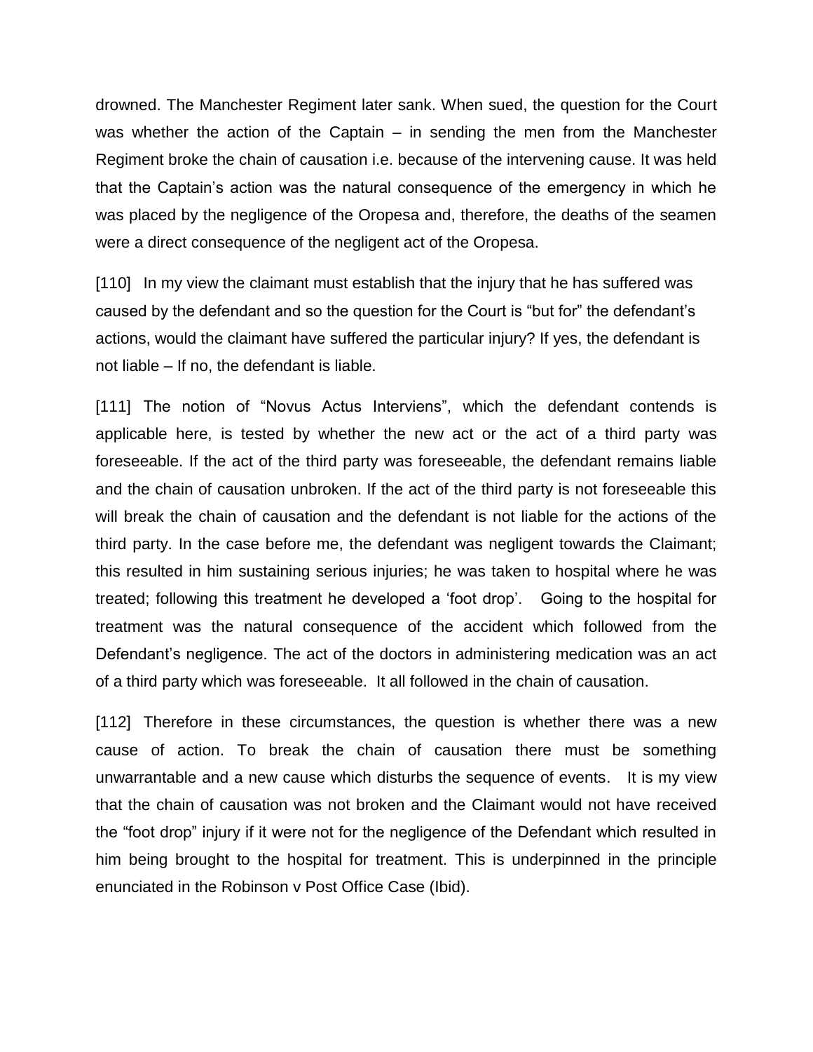drowned. The Manchester Regiment later sank. When sued, the question for the Court was whether the action of the Captain – in sending the men from the Manchester Regiment broke the chain of causation i.e. because of the intervening cause. It was held that the Captain's action was the natural consequence of the emergency in which he was placed by the negligence of the Oropesa and, therefore, the deaths of the seamen were a direct consequence of the negligent act of the Oropesa.

[110] In my view the claimant must establish that the injury that he has suffered was caused by the defendant and so the question for the Court is "but for" the defendant's actions, would the claimant have suffered the particular injury? If yes, the defendant is not liable – If no, the defendant is liable.

[111] The notion of "Novus Actus Interviens", which the defendant contends is applicable here, is tested by whether the new act or the act of a third party was foreseeable. If the act of the third party was foreseeable, the defendant remains liable and the chain of causation unbroken. If the act of the third party is not foreseeable this will break the chain of causation and the defendant is not liable for the actions of the third party. In the case before me, the defendant was negligent towards the Claimant; this resulted in him sustaining serious injuries; he was taken to hospital where he was treated; following this treatment he developed a 'foot drop'. Going to the hospital for treatment was the natural consequence of the accident which followed from the Defendant's negligence. The act of the doctors in administering medication was an act of a third party which was foreseeable. It all followed in the chain of causation.

[112] Therefore in these circumstances, the question is whether there was a new cause of action. To break the chain of causation there must be something unwarrantable and a new cause which disturbs the sequence of events. It is my view that the chain of causation was not broken and the Claimant would not have received the "foot drop" injury if it were not for the negligence of the Defendant which resulted in him being brought to the hospital for treatment. This is underpinned in the principle enunciated in the Robinson v Post Office Case (Ibid).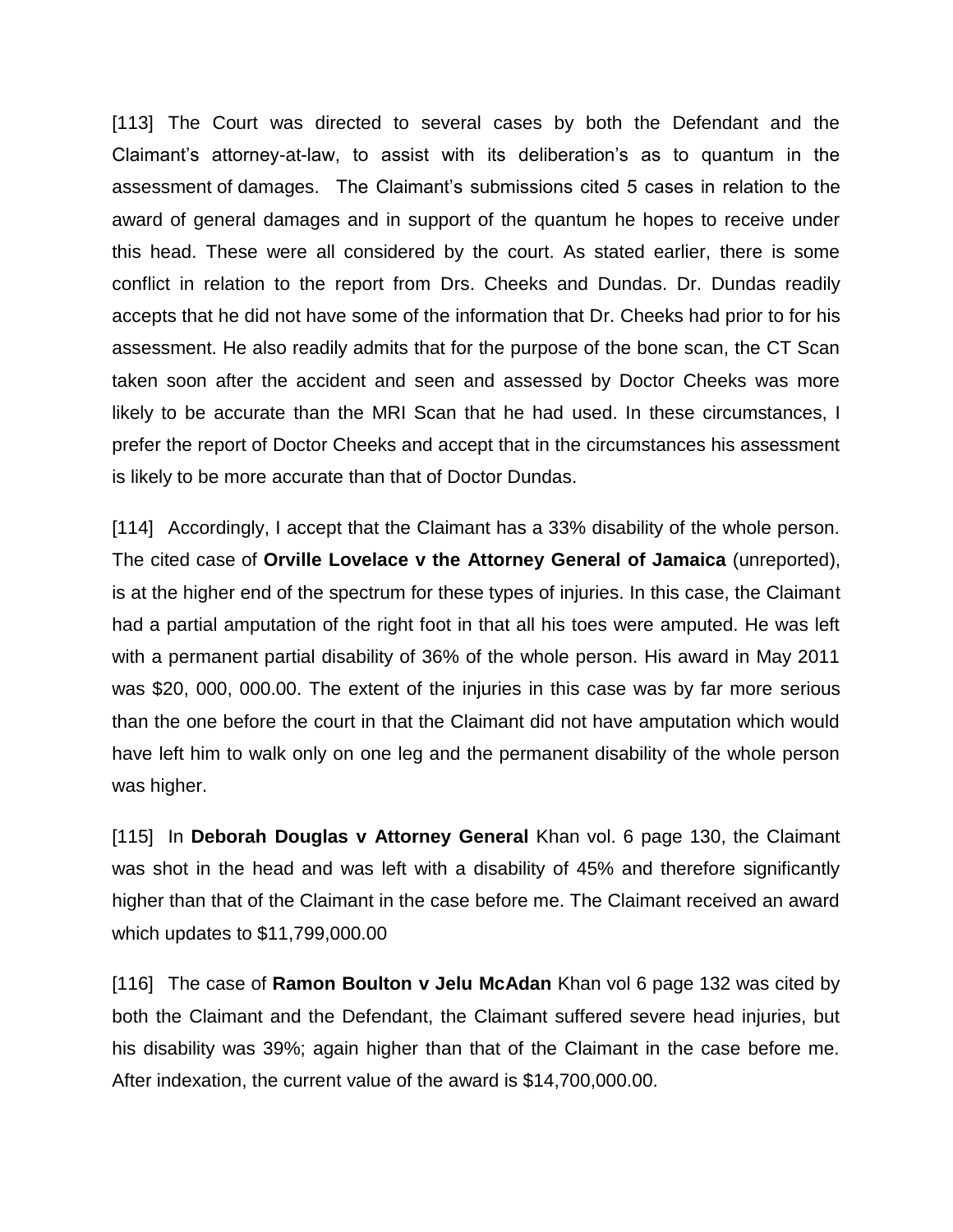[113] The Court was directed to several cases by both the Defendant and the Claimant's attorney-at-law, to assist with its deliberation's as to quantum in the assessment of damages. The Claimant's submissions cited 5 cases in relation to the award of general damages and in support of the quantum he hopes to receive under this head. These were all considered by the court. As stated earlier, there is some conflict in relation to the report from Drs. Cheeks and Dundas. Dr. Dundas readily accepts that he did not have some of the information that Dr. Cheeks had prior to for his assessment. He also readily admits that for the purpose of the bone scan, the CT Scan taken soon after the accident and seen and assessed by Doctor Cheeks was more likely to be accurate than the MRI Scan that he had used. In these circumstances, I prefer the report of Doctor Cheeks and accept that in the circumstances his assessment is likely to be more accurate than that of Doctor Dundas.

[114] Accordingly, I accept that the Claimant has a 33% disability of the whole person. The cited case of **Orville Lovelace v the Attorney General of Jamaica** (unreported), is at the higher end of the spectrum for these types of injuries. In this case, the Claimant had a partial amputation of the right foot in that all his toes were amputed. He was left with a permanent partial disability of 36% of the whole person. His award in May 2011 was $20, 000, 000.00. The extent of the injuries in this case was by far more serious than the one before the court in that the Claimant did not have amputation which would have left him to walk only on one leg and the permanent disability of the whole person was higher.

[115] In **Deborah Douglas v Attorney General** Khan vol. 6 page 130, the Claimant was shot in the head and was left with a disability of 45% and therefore significantly higher than that of the Claimant in the case before me. The Claimant received an award which updates to $11,799,000.00

[116] The case of **Ramon Boulton v Jelu McAdan** Khan vol 6 page 132 was cited by both the Claimant and the Defendant, the Claimant suffered severe head injuries, but his disability was 39%; again higher than that of the Claimant in the case before me. After indexation, the current value of the award is $14,700,000.00.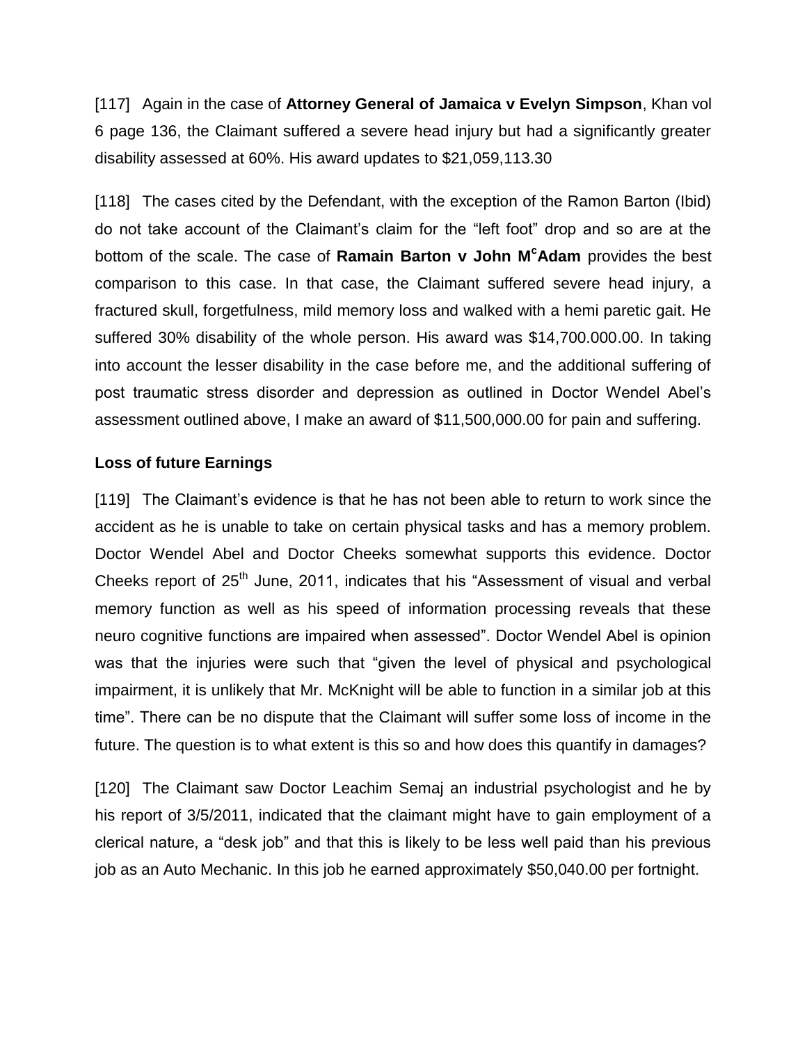[117] Again in the case of **Attorney General of Jamaica v Evelyn Simpson**, Khan vol 6 page 136, the Claimant suffered a severe head injury but had a significantly greater disability assessed at 60%. His award updates to $21,059,113.30

[118] The cases cited by the Defendant, with the exception of the Ramon Barton (Ibid) do not take account of the Claimant's claim for the "left foot" drop and so are at the bottom of the scale. The case of **Ramain Barton v John McAdam** provides the best comparison to this case. In that case, the Claimant suffered severe head injury, a fractured skull, forgetfulness, mild memory loss and walked with a hemi paretic gait. He suffered 30% disability of the whole person. His award was $14,700.000.00. In taking into account the lesser disability in the case before me, and the additional suffering of post traumatic stress disorder and depression as outlined in Doctor Wendel Abel's assessment outlined above, I make an award of $11,500,000.00 for pain and suffering.

**Loss of future Earnings**

[119] The Claimant's evidence is that he has not been able to return to work since the accident as he is unable to take on certain physical tasks and has a memory problem. Doctor Wendel Abel and Doctor Cheeks somewhat supports this evidence. Doctor Cheeks report of 25th June, 2011, indicates that his "Assessment of visual and verbal memory function as well as his speed of information processing reveals that these neuro cognitive functions are impaired when assessed". Doctor Wendel Abel is opinion was that the injuries were such that "given the level of physical and psychological impairment, it is unlikely that Mr. McKnight will be able to function in a similar job at this time". There can be no dispute that the Claimant will suffer some loss of income in the future. The question is to what extent is this so and how does this quantify in damages?

[120] The Claimant saw Doctor Leachim Semaj an industrial psychologist and he by his report of 3/5/2011, indicated that the claimant might have to gain employment of a clerical nature, a "desk job" and that this is likely to be less well paid than his previous job as an Auto Mechanic. In this job he earned approximately $50,040.00 per fortnight.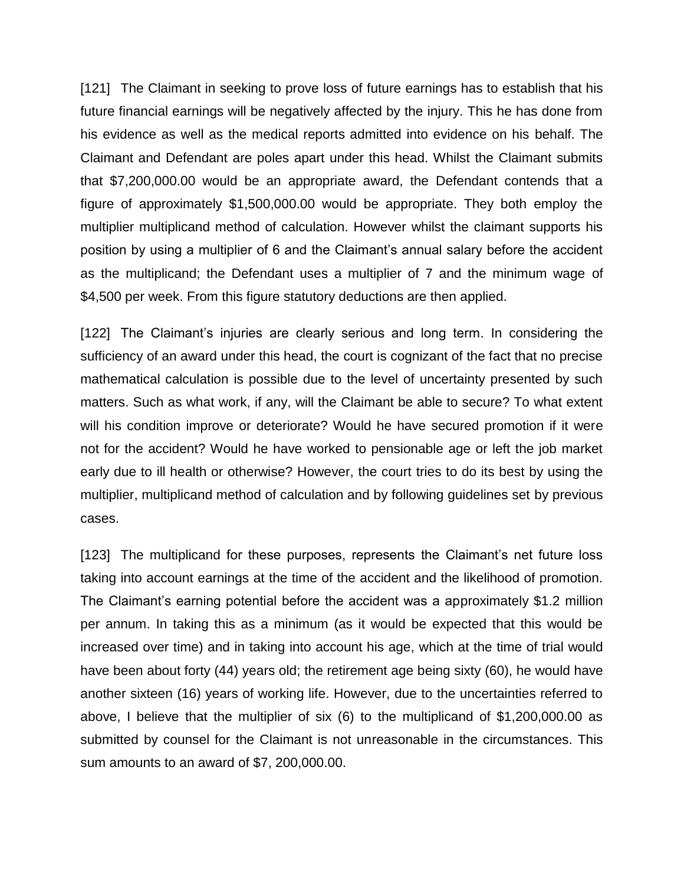[121] The Claimant in seeking to prove loss of future earnings has to establish that his future financial earnings will be negatively affected by the injury. This he has done from his evidence as well as the medical reports admitted into evidence on his behalf. The Claimant and Defendant are poles apart under this head. Whilst the Claimant submits that $7,200,000.00 would be an appropriate award, the Defendant contends that a figure of approximately $1,500,000.00 would be appropriate. They both employ the multiplier multiplicand method of calculation. However whilst the claimant supports his position by using a multiplier of 6 and the Claimant's annual salary before the accident as the multiplicand; the Defendant uses a multiplier of 7 and the minimum wage of $4,500 per week. From this figure statutory deductions are then applied.

[122] The Claimant's injuries are clearly serious and long term. In considering the sufficiency of an award under this head, the court is cognizant of the fact that no precise mathematical calculation is possible due to the level of uncertainty presented by such matters. Such as what work, if any, will the Claimant be able to secure? To what extent will his condition improve or deteriorate? Would he have secured promotion if it were not for the accident? Would he have worked to pensionable age or left the job market early due to ill health or otherwise? However, the court tries to do its best by using the multiplier, multiplicand method of calculation and by following guidelines set by previous cases.

[123] The multiplicand for these purposes, represents the Claimant's net future loss taking into account earnings at the time of the accident and the likelihood of promotion. The Claimant's earning potential before the accident was a approximately $1.2 million per annum. In taking this as a minimum (as it would be expected that this would be increased over time) and in taking into account his age, which at the time of trial would have been about forty (44) years old; the retirement age being sixty (60), he would have another sixteen (16) years of working life. However, due to the uncertainties referred to above, I believe that the multiplier of six (6) to the multiplicand of $1,200,000.00 as submitted by counsel for the Claimant is not unreasonable in the circumstances. This sum amounts to an award of $7, 200,000.00.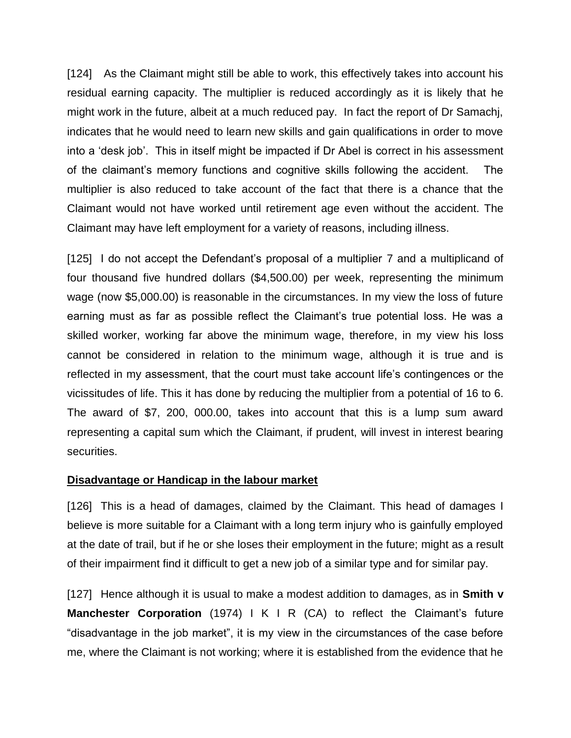[124] As the Claimant might still be able to work, this effectively takes into account his residual earning capacity. The multiplier is reduced accordingly as it is likely that he might work in the future, albeit at a much reduced pay. In fact the report of Dr Samachj, indicates that he would need to learn new skills and gain qualifications in order to move into a 'desk job'. This in itself might be impacted if Dr Abel is correct in his assessment of the claimant's memory functions and cognitive skills following the accident. The multiplier is also reduced to take account of the fact that there is a chance that the Claimant would not have worked until retirement age even without the accident. The Claimant may have left employment for a variety of reasons, including illness.

[125] I do not accept the Defendant's proposal of a multiplier 7 and a multiplicand of four thousand five hundred dollars ($4,500.00) per week, representing the minimum wage (now $5,000.00) is reasonable in the circumstances. In my view the loss of future earning must as far as possible reflect the Claimant's true potential loss. He was a skilled worker, working far above the minimum wage, therefore, in my view his loss cannot be considered in relation to the minimum wage, although it is true and is reflected in my assessment, that the court must take account life's contingences or the vicissitudes of life. This it has done by reducing the multiplier from a potential of 16 to 6. The award of $7, 200, 000.00, takes into account that this is a lump sum award representing a capital sum which the Claimant, if prudent, will invest in interest bearing securities.

**Disadvantage or Handicap in the labour market**

[126] This is a head of damages, claimed by the Claimant. This head of damages I believe is more suitable for a Claimant with a long term injury who is gainfully employed at the date of trail, but if he or she loses their employment in the future; might as a result of their impairment find it difficult to get a new job of a similar type and for similar pay.

[127] Hence although it is usual to make a modest addition to damages, as in **Smith v Manchester Corporation** (1974) I K I R (CA) to reflect the Claimant's future "disadvantage in the job market", it is my view in the circumstances of the case before me, where the Claimant is not working; where it is established from the evidence that he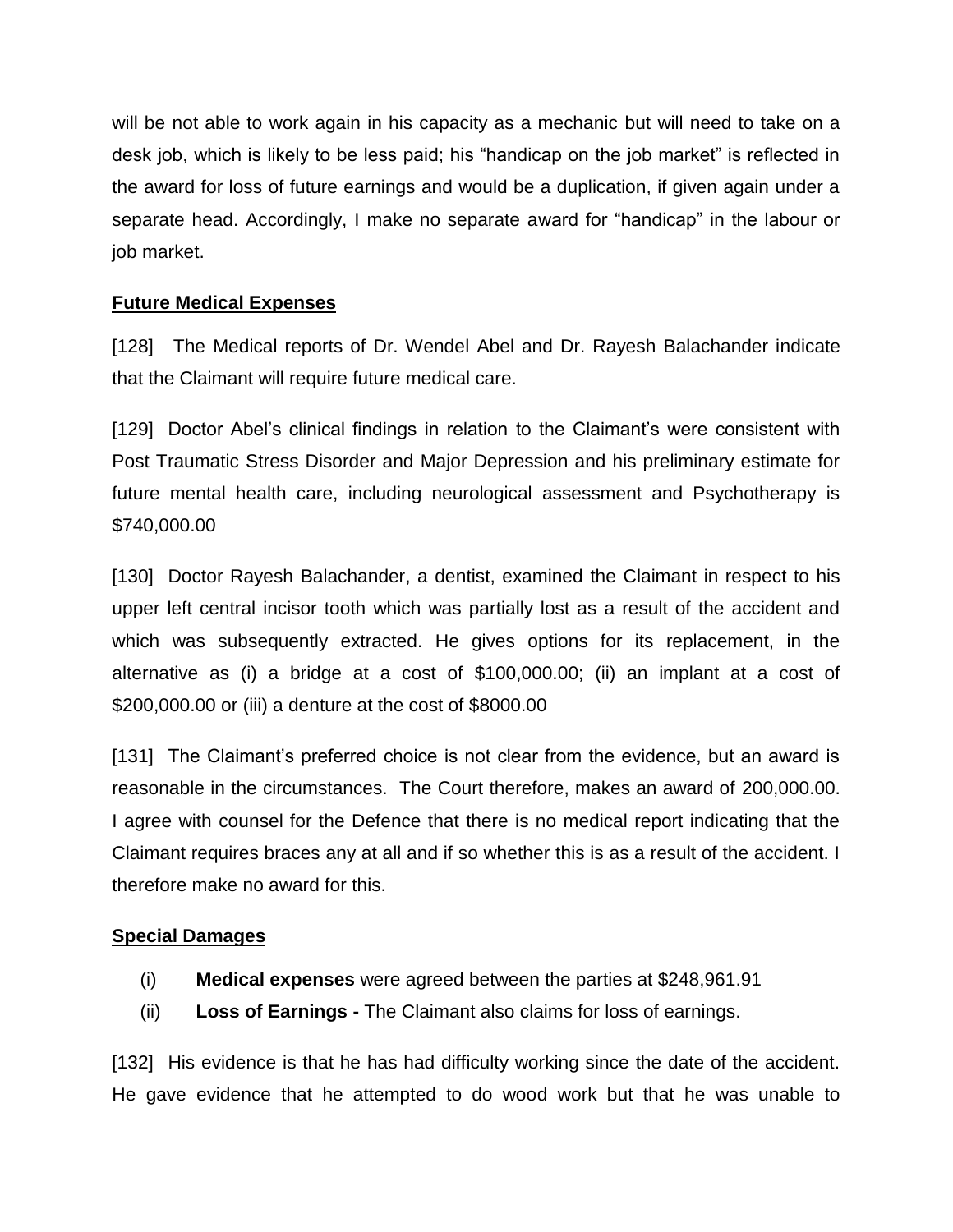will be not able to work again in his capacity as a mechanic but will need to take on a desk job, which is likely to be less paid; his "handicap on the job market" is reflected in the award for loss of future earnings and would be a duplication, if given again under a separate head. Accordingly, I make no separate award for "handicap" in the labour or job market.

**Future Medical Expenses**

[128] The Medical reports of Dr. Wendel Abel and Dr. Rayesh Balachander indicate that the Claimant will require future medical care.

[129] Doctor Abel's clinical findings in relation to the Claimant's were consistent with Post Traumatic Stress Disorder and Major Depression and his preliminary estimate for future mental health care, including neurological assessment and Psychotherapy is $740,000.00

[130] Doctor Rayesh Balachander, a dentist, examined the Claimant in respect to his upper left central incisor tooth which was partially lost as a result of the accident and which was subsequently extracted. He gives options for its replacement, in the alternative as (i) a bridge at a cost of $100,000.00; (ii) an implant at a cost of $200,000.00 or (iii) a denture at the cost of $8000.00

[131] The Claimant's preferred choice is not clear from the evidence, but an award is reasonable in the circumstances. The Court therefore, makes an award of 200,000.00. I agree with counsel for the Defence that there is no medical report indicating that the Claimant requires braces any at all and if so whether this is as a result of the accident. I therefore make no award for this.

**Special Damages**

(i) **Medical expenses** were agreed between the parties at $248,961.91

(ii) **Loss of Earnings -** The Claimant also claims for loss of earnings.

[132] His evidence is that he has had difficulty working since the date of the accident. He gave evidence that he attempted to do wood work but that he was unable to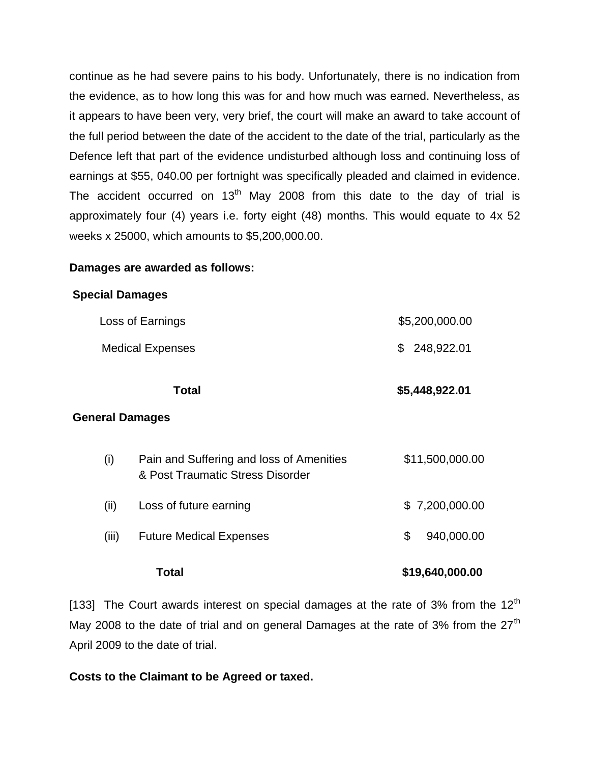continue as he had severe pains to his body. Unfortunately, there is no indication from the evidence, as to how long this was for and how much was earned. Nevertheless, as it appears to have been very, very brief, the court will make an award to take account of the full period between the date of the accident to the date of the trial, particularly as the Defence left that part of the evidence undisturbed although loss and continuing loss of earnings at $55, 040.00 per fortnight was specifically pleaded and claimed in evidence. The accident occurred on 13th May 2008 from this date to the day of trial is approximately four (4) years i.e. forty eight (48) months. This would equate to 4x 52 weeks x 25000, which amounts to $5,200,000.00.

**Damages are awarded as follows:**

**Special Damages**

| | |
|---|---|
| Loss of Earnings | $5,200,000.00 |
| Medical Expenses | $ 248,922.01 |
| **Total** | **$5,448,922.01** |

**General Damages**

| | | |
|---|---|---|
| (i) | Pain and Suffering and loss of Amenities & Post Traumatic Stress Disorder | $11,500,000.00 |
| (ii) | Loss of future earning | $ 7,200,000.00 |
| (iii) | Future Medical Expenses | $ 940,000.00 |
| | **Total** | **$19,640,000.00** |

[133] The Court awards interest on special damages at the rate of 3% from the 12th May 2008 to the date of trial and on general Damages at the rate of 3% from the 27th April 2009 to the date of trial.

**Costs to the Claimant to be Agreed or taxed.**